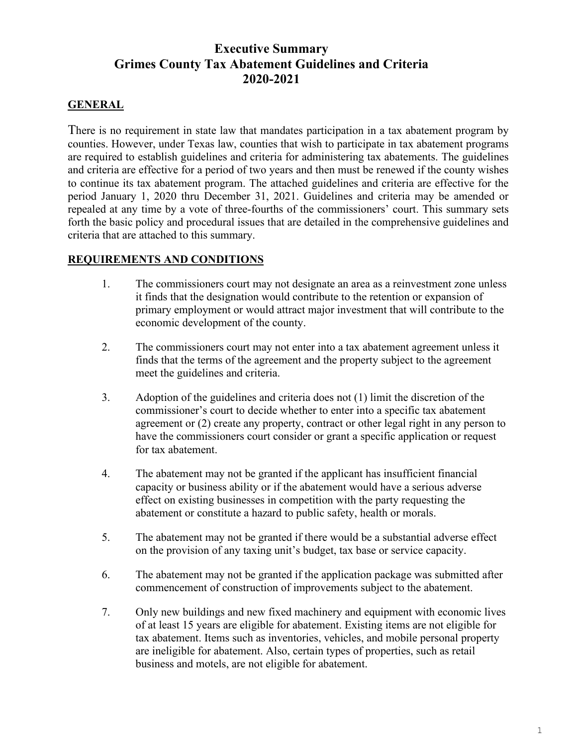# Executive Summary
# Grimes County Tax Abatement Guidelines and Criteria
# 2020-2021

## GENERAL

There is no requirement in state law that mandates participation in a tax abatement program by counties. However, under Texas law, counties that wish to participate in tax abatement programs are required to establish guidelines and criteria for administering tax abatements. The guidelines and criteria are effective for a period of two years and then must be renewed if the county wishes to continue its tax abatement program. The attached guidelines and criteria are effective for the period January 1, 2020 thru December 31, 2021. Guidelines and criteria may be amended or repealed at any time by a vote of three-fourths of the commissioners' court. This summary sets forth the basic policy and procedural issues that are detailed in the comprehensive guidelines and criteria that are attached to this summary.

## REQUIREMENTS AND CONDITIONS

1. The commissioners court may not designate an area as a reinvestment zone unless it finds that the designation would contribute to the retention or expansion of primary employment or would attract major investment that will contribute to the economic development of the county.

2. The commissioners court may not enter into a tax abatement agreement unless it finds that the terms of the agreement and the property subject to the agreement meet the guidelines and criteria.

3. Adoption of the guidelines and criteria does not (1) limit the discretion of the commissioner's court to decide whether to enter into a specific tax abatement agreement or (2) create any property, contract or other legal right in any person to have the commissioners court consider or grant a specific application or request for tax abatement.

4. The abatement may not be granted if the applicant has insufficient financial capacity or business ability or if the abatement would have a serious adverse effect on existing businesses in competition with the party requesting the abatement or constitute a hazard to public safety, health or morals.

5. The abatement may not be granted if there would be a substantial adverse effect on the provision of any taxing unit's budget, tax base or service capacity.

6. The abatement may not be granted if the application package was submitted after commencement of construction of improvements subject to the abatement.

7. Only new buildings and new fixed machinery and equipment with economic lives of at least 15 years are eligible for abatement. Existing items are not eligible for tax abatement. Items such as inventories, vehicles, and mobile personal property are ineligible for abatement. Also, certain types of properties, such as retail business and motels, are not eligible for abatement.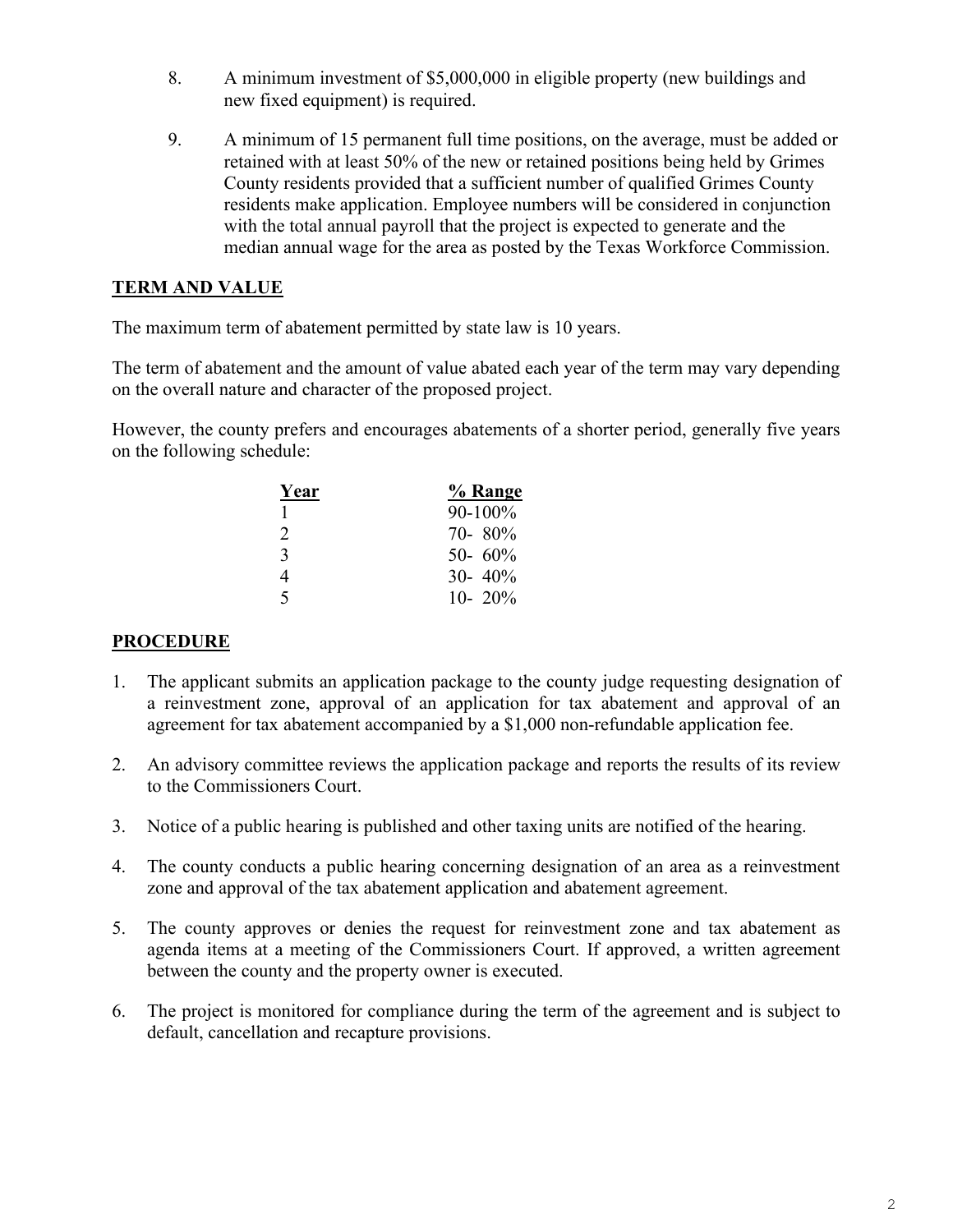8. A minimum investment of $5,000,000 in eligible property (new buildings and new fixed equipment) is required.

9. A minimum of 15 permanent full time positions, on the average, must be added or retained with at least 50% of the new or retained positions being held by Grimes County residents provided that a sufficient number of qualified Grimes County residents make application. Employee numbers will be considered in conjunction with the total annual payroll that the project is expected to generate and the median annual wage for the area as posted by the Texas Workforce Commission.

## TERM AND VALUE

The maximum term of abatement permitted by state law is 10 years.

The term of abatement and the amount of value abated each year of the term may vary depending on the overall nature and character of the proposed project.

However, the county prefers and encourages abatements of a shorter period, generally five years on the following schedule:

| Year | % Range |
|---|---|
| 1 | 90-100% |
| 2 | 70- 80% |
| 3 | 50- 60% |
| 4 | 30- 40% |
| 5 | 10- 20% |

## PROCEDURE

1. The applicant submits an application package to the county judge requesting designation of a reinvestment zone, approval of an application for tax abatement and approval of an agreement for tax abatement accompanied by a $1,000 non-refundable application fee.

2. An advisory committee reviews the application package and reports the results of its review to the Commissioners Court.

3. Notice of a public hearing is published and other taxing units are notified of the hearing.

4. The county conducts a public hearing concerning designation of an area as a reinvestment zone and approval of the tax abatement application and abatement agreement.

5. The county approves or denies the request for reinvestment zone and tax abatement as agenda items at a meeting of the Commissioners Court. If approved, a written agreement between the county and the property owner is executed.

6. The project is monitored for compliance during the term of the agreement and is subject to default, cancellation and recapture provisions.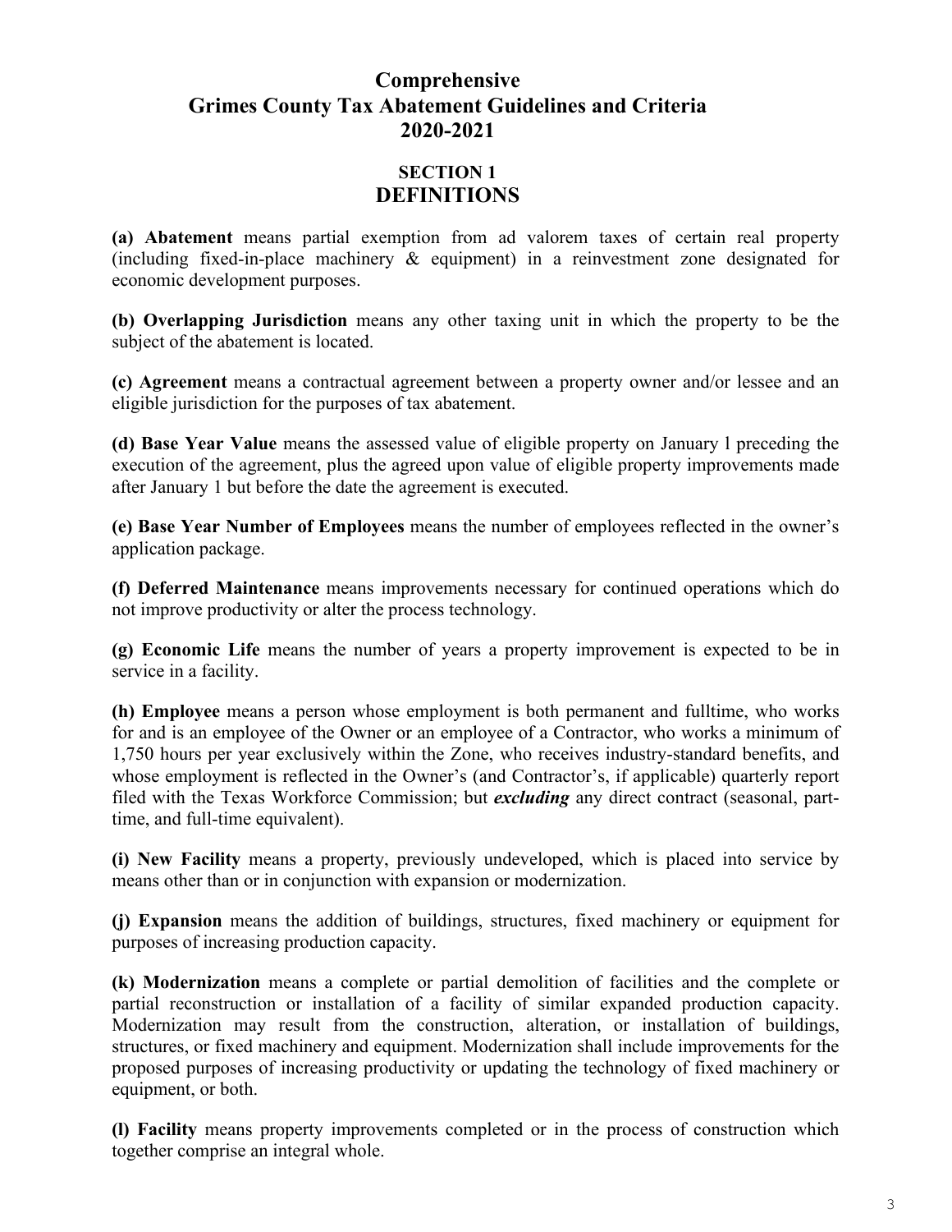# Comprehensive Grimes County Tax Abatement Guidelines and Criteria 2020-2021

## SECTION 1
## DEFINITIONS

**(a) Abatement** means partial exemption from ad valorem taxes of certain real property (including fixed-in-place machinery & equipment) in a reinvestment zone designated for economic development purposes.

**(b) Overlapping Jurisdiction** means any other taxing unit in which the property to be the subject of the abatement is located.

**(c) Agreement** means a contractual agreement between a property owner and/or lessee and an eligible jurisdiction for the purposes of tax abatement.

**(d) Base Year Value** means the assessed value of eligible property on January l preceding the execution of the agreement, plus the agreed upon value of eligible property improvements made after January 1 but before the date the agreement is executed.

**(e) Base Year Number of Employees** means the number of employees reflected in the owner's application package.

**(f) Deferred Maintenance** means improvements necessary for continued operations which do not improve productivity or alter the process technology.

**(g) Economic Life** means the number of years a property improvement is expected to be in service in a facility.

**(h) Employee** means a person whose employment is both permanent and fulltime, who works for and is an employee of the Owner or an employee of a Contractor, who works a minimum of 1,750 hours per year exclusively within the Zone, who receives industry-standard benefits, and whose employment is reflected in the Owner's (and Contractor's, if applicable) quarterly report filed with the Texas Workforce Commission; but ***excluding*** any direct contract (seasonal, part-time, and full-time equivalent).

**(i) New Facility** means a property, previously undeveloped, which is placed into service by means other than or in conjunction with expansion or modernization.

**(j) Expansion** means the addition of buildings, structures, fixed machinery or equipment for purposes of increasing production capacity.

**(k) Modernization** means a complete or partial demolition of facilities and the complete or partial reconstruction or installation of a facility of similar expanded production capacity. Modernization may result from the construction, alteration, or installation of buildings, structures, or fixed machinery and equipment. Modernization shall include improvements for the proposed purposes of increasing productivity or updating the technology of fixed machinery or equipment, or both.

**(l) Facility** means property improvements completed or in the process of construction which together comprise an integral whole.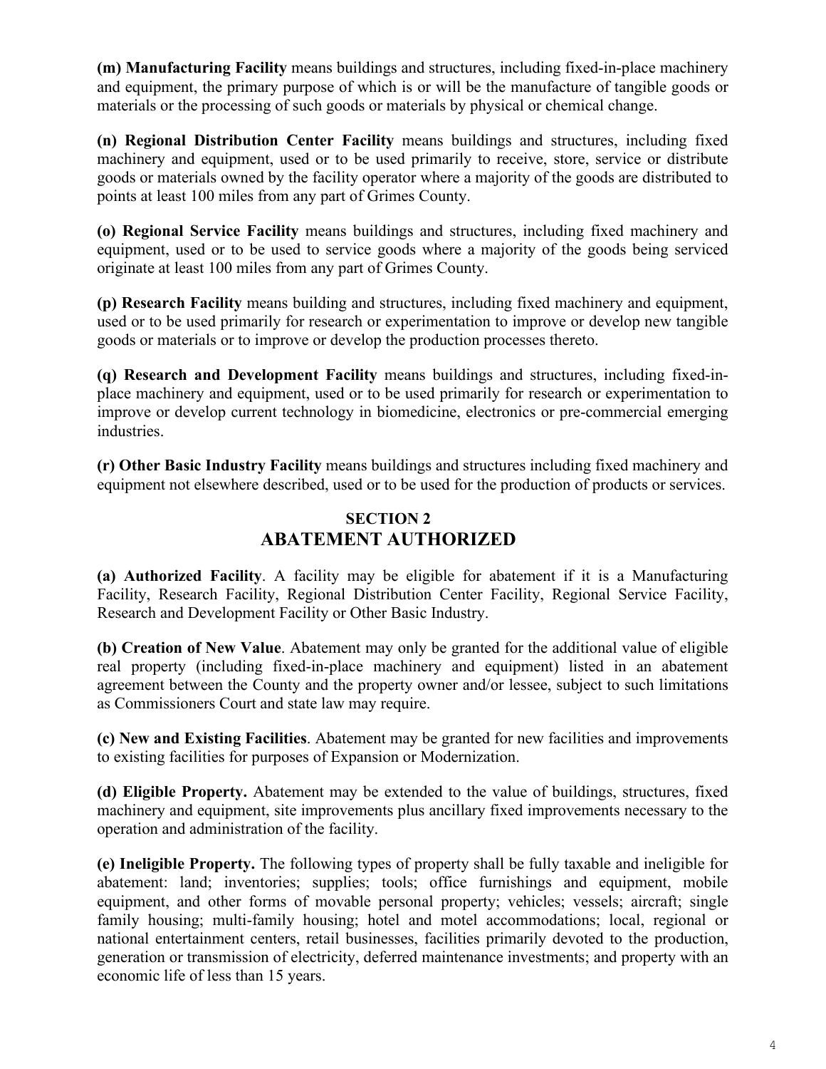**(m) Manufacturing Facility** means buildings and structures, including fixed-in-place machinery and equipment, the primary purpose of which is or will be the manufacture of tangible goods or materials or the processing of such goods or materials by physical or chemical change.

**(n) Regional Distribution Center Facility** means buildings and structures, including fixed machinery and equipment, used or to be used primarily to receive, store, service or distribute goods or materials owned by the facility operator where a majority of the goods are distributed to points at least 100 miles from any part of Grimes County.

**(o) Regional Service Facility** means buildings and structures, including fixed machinery and equipment, used or to be used to service goods where a majority of the goods being serviced originate at least 100 miles from any part of Grimes County.

**(p) Research Facility** means building and structures, including fixed machinery and equipment, used or to be used primarily for research or experimentation to improve or develop new tangible goods or materials or to improve or develop the production processes thereto.

**(q) Research and Development Facility** means buildings and structures, including fixed-in-place machinery and equipment, used or to be used primarily for research or experimentation to improve or develop current technology in biomedicine, electronics or pre-commercial emerging industries.

**(r) Other Basic Industry Facility** means buildings and structures including fixed machinery and equipment not elsewhere described, used or to be used for the production of products or services.

## SECTION 2
## ABATEMENT AUTHORIZED

**(a) Authorized Facility**. A facility may be eligible for abatement if it is a Manufacturing Facility, Research Facility, Regional Distribution Center Facility, Regional Service Facility, Research and Development Facility or Other Basic Industry.

**(b) Creation of New Value**. Abatement may only be granted for the additional value of eligible real property (including fixed-in-place machinery and equipment) listed in an abatement agreement between the County and the property owner and/or lessee, subject to such limitations as Commissioners Court and state law may require.

**(c) New and Existing Facilities**. Abatement may be granted for new facilities and improvements to existing facilities for purposes of Expansion or Modernization.

**(d) Eligible Property.** Abatement may be extended to the value of buildings, structures, fixed machinery and equipment, site improvements plus ancillary fixed improvements necessary to the operation and administration of the facility.

**(e) Ineligible Property.** The following types of property shall be fully taxable and ineligible for abatement: land; inventories; supplies; tools; office furnishings and equipment, mobile equipment, and other forms of movable personal property; vehicles; vessels; aircraft; single family housing; multi-family housing; hotel and motel accommodations; local, regional or national entertainment centers, retail businesses, facilities primarily devoted to the production, generation or transmission of electricity, deferred maintenance investments; and property with an economic life of less than 15 years.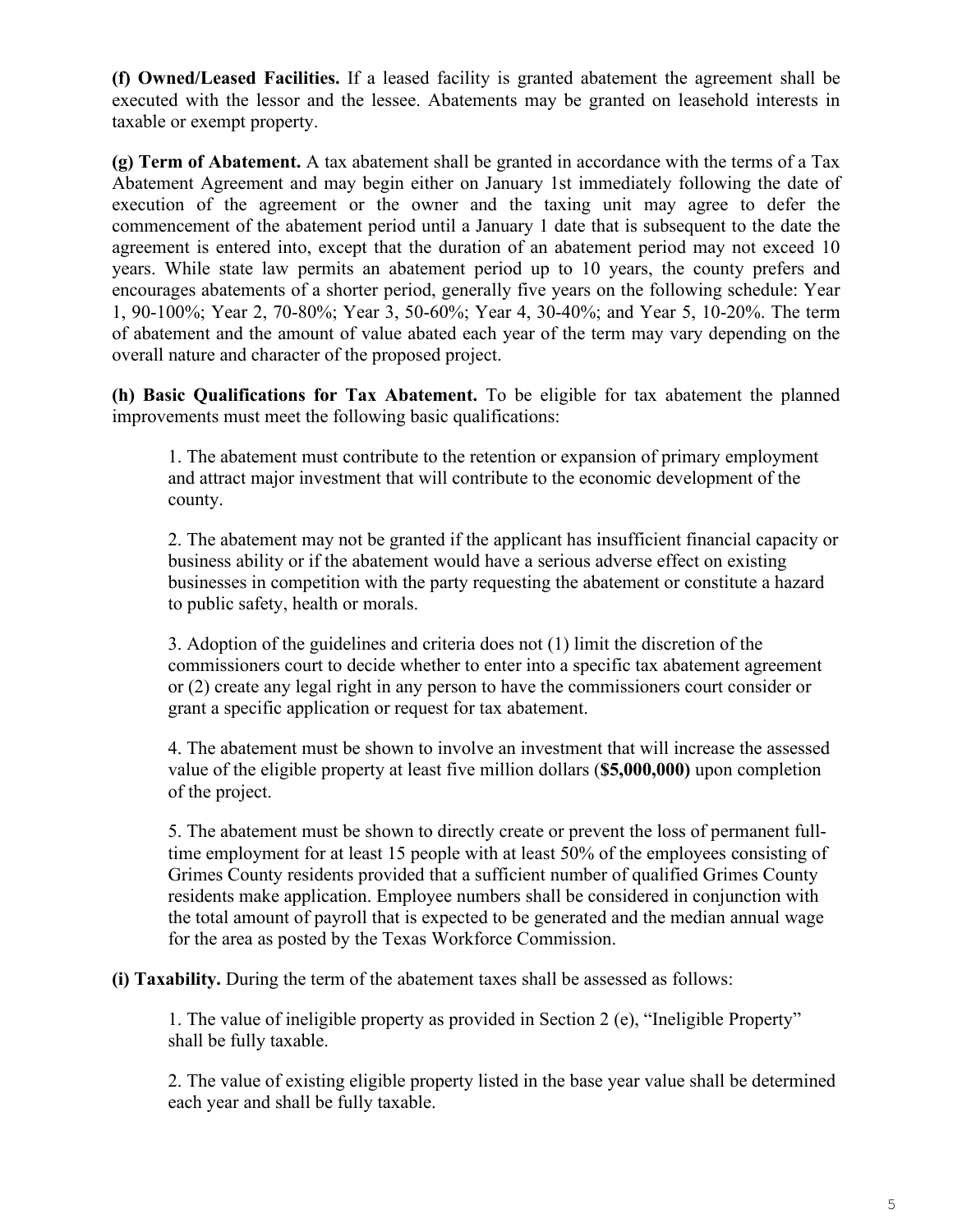**(f) Owned/Leased Facilities.** If a leased facility is granted abatement the agreement shall be executed with the lessor and the lessee. Abatements may be granted on leasehold interests in taxable or exempt property.

**(g) Term of Abatement.** A tax abatement shall be granted in accordance with the terms of a Tax Abatement Agreement and may begin either on January 1st immediately following the date of execution of the agreement or the owner and the taxing unit may agree to defer the commencement of the abatement period until a January 1 date that is subsequent to the date the agreement is entered into, except that the duration of an abatement period may not exceed 10 years. While state law permits an abatement period up to 10 years, the county prefers and encourages abatements of a shorter period, generally five years on the following schedule: Year 1, 90-100%; Year 2, 70-80%; Year 3, 50-60%; Year 4, 30-40%; and Year 5, 10-20%. The term of abatement and the amount of value abated each year of the term may vary depending on the overall nature and character of the proposed project.

**(h) Basic Qualifications for Tax Abatement.** To be eligible for tax abatement the planned improvements must meet the following basic qualifications:

1. The abatement must contribute to the retention or expansion of primary employment and attract major investment that will contribute to the economic development of the county.

2. The abatement may not be granted if the applicant has insufficient financial capacity or business ability or if the abatement would have a serious adverse effect on existing businesses in competition with the party requesting the abatement or constitute a hazard to public safety, health or morals.

3. Adoption of the guidelines and criteria does not (1) limit the discretion of the commissioners court to decide whether to enter into a specific tax abatement agreement or (2) create any legal right in any person to have the commissioners court consider or grant a specific application or request for tax abatement.

4. The abatement must be shown to involve an investment that will increase the assessed value of the eligible property at least five million dollars (**$5,000,000)** upon completion of the project.

5. The abatement must be shown to directly create or prevent the loss of permanent full-time employment for at least 15 people with at least 50% of the employees consisting of Grimes County residents provided that a sufficient number of qualified Grimes County residents make application. Employee numbers shall be considered in conjunction with the total amount of payroll that is expected to be generated and the median annual wage for the area as posted by the Texas Workforce Commission.

**(i) Taxability.** During the term of the abatement taxes shall be assessed as follows:

1. The value of ineligible property as provided in Section 2 (e), "Ineligible Property" shall be fully taxable.

2. The value of existing eligible property listed in the base year value shall be determined each year and shall be fully taxable.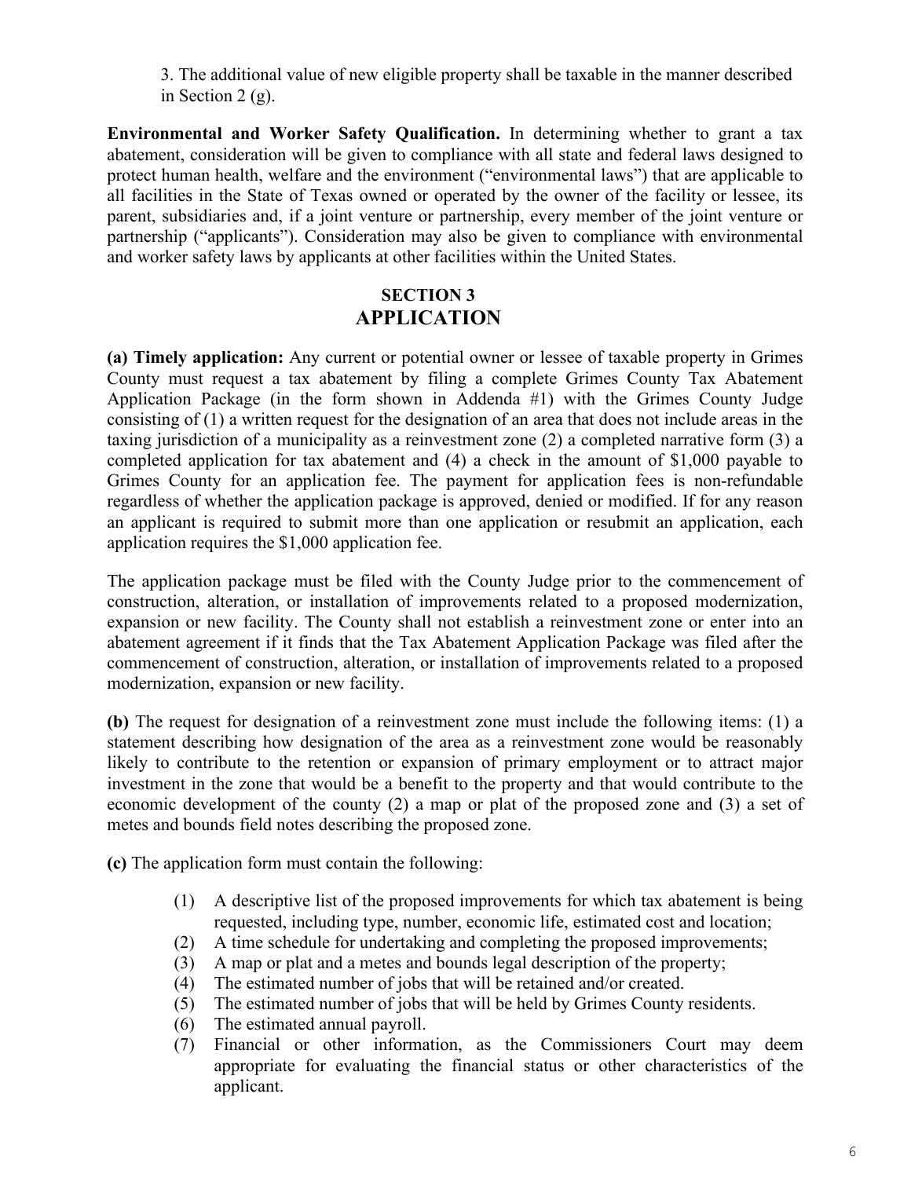3. The additional value of new eligible property shall be taxable in the manner described in Section 2 (g).

**Environmental and Worker Safety Qualification.** In determining whether to grant a tax abatement, consideration will be given to compliance with all state and federal laws designed to protect human health, welfare and the environment ("environmental laws") that are applicable to all facilities in the State of Texas owned or operated by the owner of the facility or lessee, its parent, subsidiaries and, if a joint venture or partnership, every member of the joint venture or partnership ("applicants"). Consideration may also be given to compliance with environmental and worker safety laws by applicants at other facilities within the United States.

## SECTION 3
## APPLICATION

**(a) Timely application:** Any current or potential owner or lessee of taxable property in Grimes County must request a tax abatement by filing a complete Grimes County Tax Abatement Application Package (in the form shown in Addenda #1) with the Grimes County Judge consisting of (1) a written request for the designation of an area that does not include areas in the taxing jurisdiction of a municipality as a reinvestment zone (2) a completed narrative form (3) a completed application for tax abatement and (4) a check in the amount of $1,000 payable to Grimes County for an application fee. The payment for application fees is non-refundable regardless of whether the application package is approved, denied or modified. If for any reason an applicant is required to submit more than one application or resubmit an application, each application requires the $1,000 application fee.

The application package must be filed with the County Judge prior to the commencement of construction, alteration, or installation of improvements related to a proposed modernization, expansion or new facility. The County shall not establish a reinvestment zone or enter into an abatement agreement if it finds that the Tax Abatement Application Package was filed after the commencement of construction, alteration, or installation of improvements related to a proposed modernization, expansion or new facility.

**(b)** The request for designation of a reinvestment zone must include the following items: (1) a statement describing how designation of the area as a reinvestment zone would be reasonably likely to contribute to the retention or expansion of primary employment or to attract major investment in the zone that would be a benefit to the property and that would contribute to the economic development of the county (2) a map or plat of the proposed zone and (3) a set of metes and bounds field notes describing the proposed zone.

**(c)** The application form must contain the following:

(1) A descriptive list of the proposed improvements for which tax abatement is being requested, including type, number, economic life, estimated cost and location;
(2) A time schedule for undertaking and completing the proposed improvements;
(3) A map or plat and a metes and bounds legal description of the property;
(4) The estimated number of jobs that will be retained and/or created.
(5) The estimated number of jobs that will be held by Grimes County residents.
(6) The estimated annual payroll.
(7) Financial or other information, as the Commissioners Court may deem appropriate for evaluating the financial status or other characteristics of the applicant.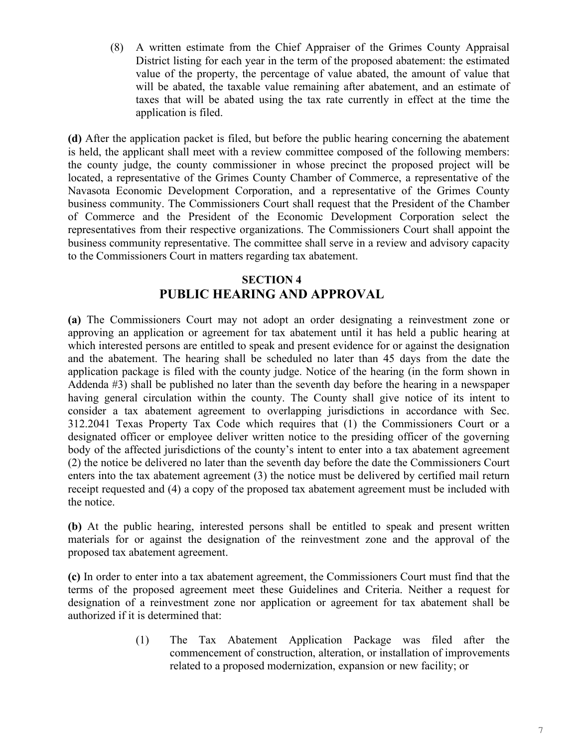(8) A written estimate from the Chief Appraiser of the Grimes County Appraisal District listing for each year in the term of the proposed abatement: the estimated value of the property, the percentage of value abated, the amount of value that will be abated, the taxable value remaining after abatement, and an estimate of taxes that will be abated using the tax rate currently in effect at the time the application is filed.

**(d)** After the application packet is filed, but before the public hearing concerning the abatement is held, the applicant shall meet with a review committee composed of the following members: the county judge, the county commissioner in whose precinct the proposed project will be located, a representative of the Grimes County Chamber of Commerce, a representative of the Navasota Economic Development Corporation, and a representative of the Grimes County business community. The Commissioners Court shall request that the President of the Chamber of Commerce and the President of the Economic Development Corporation select the representatives from their respective organizations. The Commissioners Court shall appoint the business community representative. The committee shall serve in a review and advisory capacity to the Commissioners Court in matters regarding tax abatement.

## SECTION 4
## PUBLIC HEARING AND APPROVAL

**(a)** The Commissioners Court may not adopt an order designating a reinvestment zone or approving an application or agreement for tax abatement until it has held a public hearing at which interested persons are entitled to speak and present evidence for or against the designation and the abatement. The hearing shall be scheduled no later than 45 days from the date the application package is filed with the county judge. Notice of the hearing (in the form shown in Addenda #3) shall be published no later than the seventh day before the hearing in a newspaper having general circulation within the county. The County shall give notice of its intent to consider a tax abatement agreement to overlapping jurisdictions in accordance with Sec. 312.2041 Texas Property Tax Code which requires that (1) the Commissioners Court or a designated officer or employee deliver written notice to the presiding officer of the governing body of the affected jurisdictions of the county's intent to enter into a tax abatement agreement (2) the notice be delivered no later than the seventh day before the date the Commissioners Court enters into the tax abatement agreement (3) the notice must be delivered by certified mail return receipt requested and (4) a copy of the proposed tax abatement agreement must be included with the notice.

**(b)** At the public hearing, interested persons shall be entitled to speak and present written materials for or against the designation of the reinvestment zone and the approval of the proposed tax abatement agreement.

**(c)** In order to enter into a tax abatement agreement, the Commissioners Court must find that the terms of the proposed agreement meet these Guidelines and Criteria. Neither a request for designation of a reinvestment zone nor application or agreement for tax abatement shall be authorized if it is determined that:

(1) The Tax Abatement Application Package was filed after the commencement of construction, alteration, or installation of improvements related to a proposed modernization, expansion or new facility; or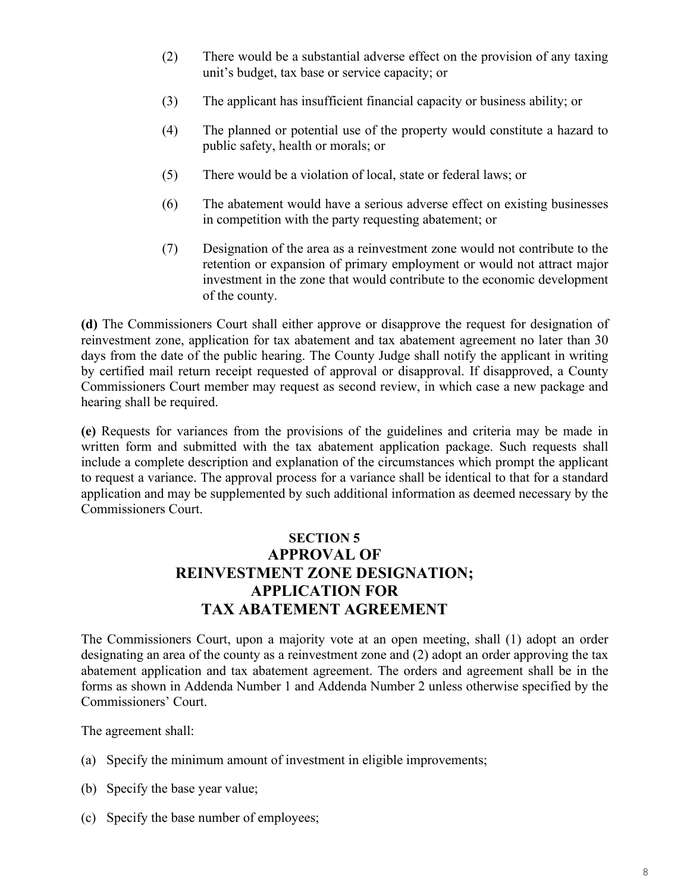(2) There would be a substantial adverse effect on the provision of any taxing unit's budget, tax base or service capacity; or

(3) The applicant has insufficient financial capacity or business ability; or

(4) The planned or potential use of the property would constitute a hazard to public safety, health or morals; or

(5) There would be a violation of local, state or federal laws; or

(6) The abatement would have a serious adverse effect on existing businesses in competition with the party requesting abatement; or

(7) Designation of the area as a reinvestment zone would not contribute to the retention or expansion of primary employment or would not attract major investment in the zone that would contribute to the economic development of the county.

**(d)** The Commissioners Court shall either approve or disapprove the request for designation of reinvestment zone, application for tax abatement and tax abatement agreement no later than 30 days from the date of the public hearing. The County Judge shall notify the applicant in writing by certified mail return receipt requested of approval or disapproval. If disapproved, a County Commissioners Court member may request as second review, in which case a new package and hearing shall be required.

**(e)** Requests for variances from the provisions of the guidelines and criteria may be made in written form and submitted with the tax abatement application package. Such requests shall include a complete description and explanation of the circumstances which prompt the applicant to request a variance. The approval process for a variance shall be identical to that for a standard application and may be supplemented by such additional information as deemed necessary by the Commissioners Court.

## SECTION 5
## APPROVAL OF REINVESTMENT ZONE DESIGNATION; APPLICATION FOR TAX ABATEMENT AGREEMENT

The Commissioners Court, upon a majority vote at an open meeting, shall (1) adopt an order designating an area of the county as a reinvestment zone and (2) adopt an order approving the tax abatement application and tax abatement agreement. The orders and agreement shall be in the forms as shown in Addenda Number 1 and Addenda Number 2 unless otherwise specified by the Commissioners' Court.

The agreement shall:

(a) Specify the minimum amount of investment in eligible improvements;

(b) Specify the base year value;

(c) Specify the base number of employees;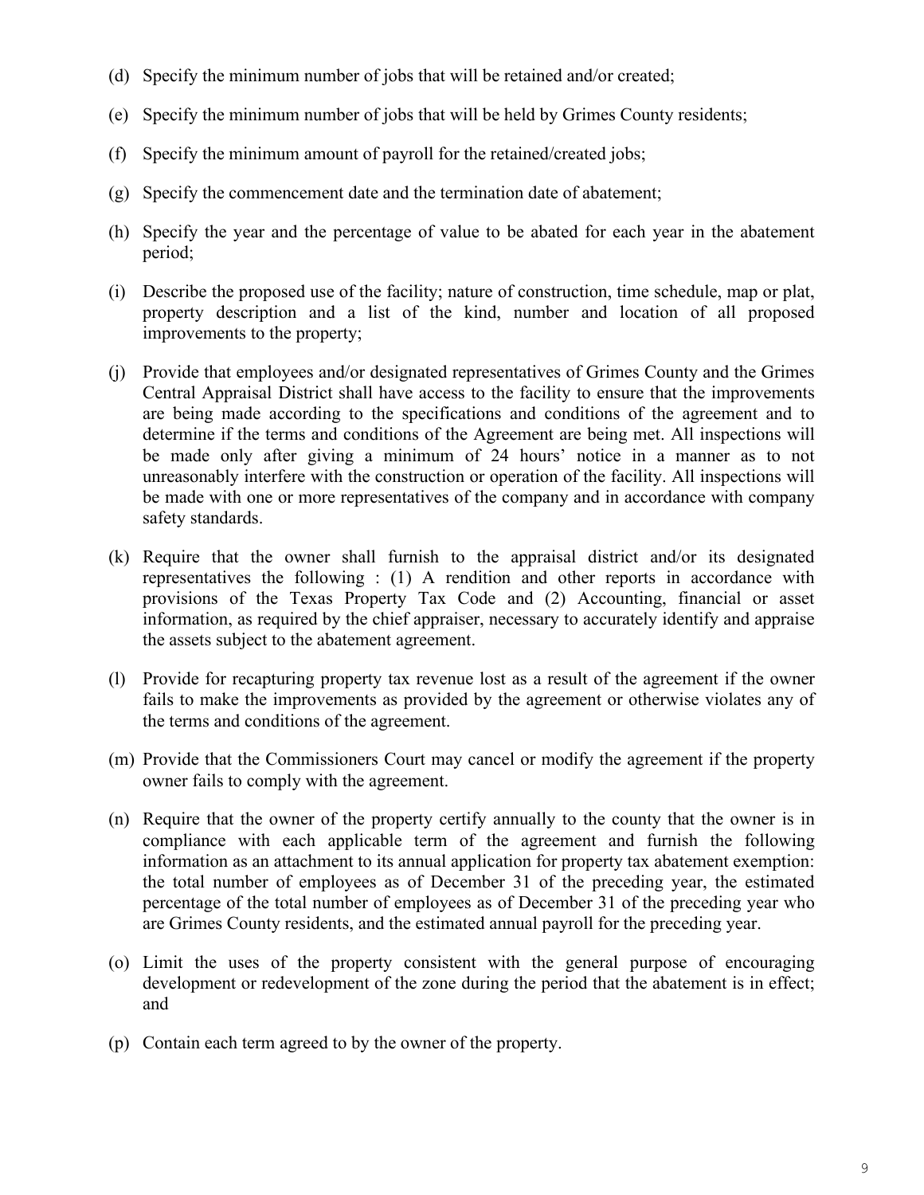(d) Specify the minimum number of jobs that will be retained and/or created;

(e) Specify the minimum number of jobs that will be held by Grimes County residents;

(f) Specify the minimum amount of payroll for the retained/created jobs;

(g) Specify the commencement date and the termination date of abatement;

(h) Specify the year and the percentage of value to be abated for each year in the abatement period;

(i) Describe the proposed use of the facility; nature of construction, time schedule, map or plat, property description and a list of the kind, number and location of all proposed improvements to the property;

(j) Provide that employees and/or designated representatives of Grimes County and the Grimes Central Appraisal District shall have access to the facility to ensure that the improvements are being made according to the specifications and conditions of the agreement and to determine if the terms and conditions of the Agreement are being met. All inspections will be made only after giving a minimum of 24 hours' notice in a manner as to not unreasonably interfere with the construction or operation of the facility. All inspections will be made with one or more representatives of the company and in accordance with company safety standards.

(k) Require that the owner shall furnish to the appraisal district and/or its designated representatives the following : (1) A rendition and other reports in accordance with provisions of the Texas Property Tax Code and (2) Accounting, financial or asset information, as required by the chief appraiser, necessary to accurately identify and appraise the assets subject to the abatement agreement.

(l) Provide for recapturing property tax revenue lost as a result of the agreement if the owner fails to make the improvements as provided by the agreement or otherwise violates any of the terms and conditions of the agreement.

(m) Provide that the Commissioners Court may cancel or modify the agreement if the property owner fails to comply with the agreement.

(n) Require that the owner of the property certify annually to the county that the owner is in compliance with each applicable term of the agreement and furnish the following information as an attachment to its annual application for property tax abatement exemption: the total number of employees as of December 31 of the preceding year, the estimated percentage of the total number of employees as of December 31 of the preceding year who are Grimes County residents, and the estimated annual payroll for the preceding year.

(o) Limit the uses of the property consistent with the general purpose of encouraging development or redevelopment of the zone during the period that the abatement is in effect; and

(p) Contain each term agreed to by the owner of the property.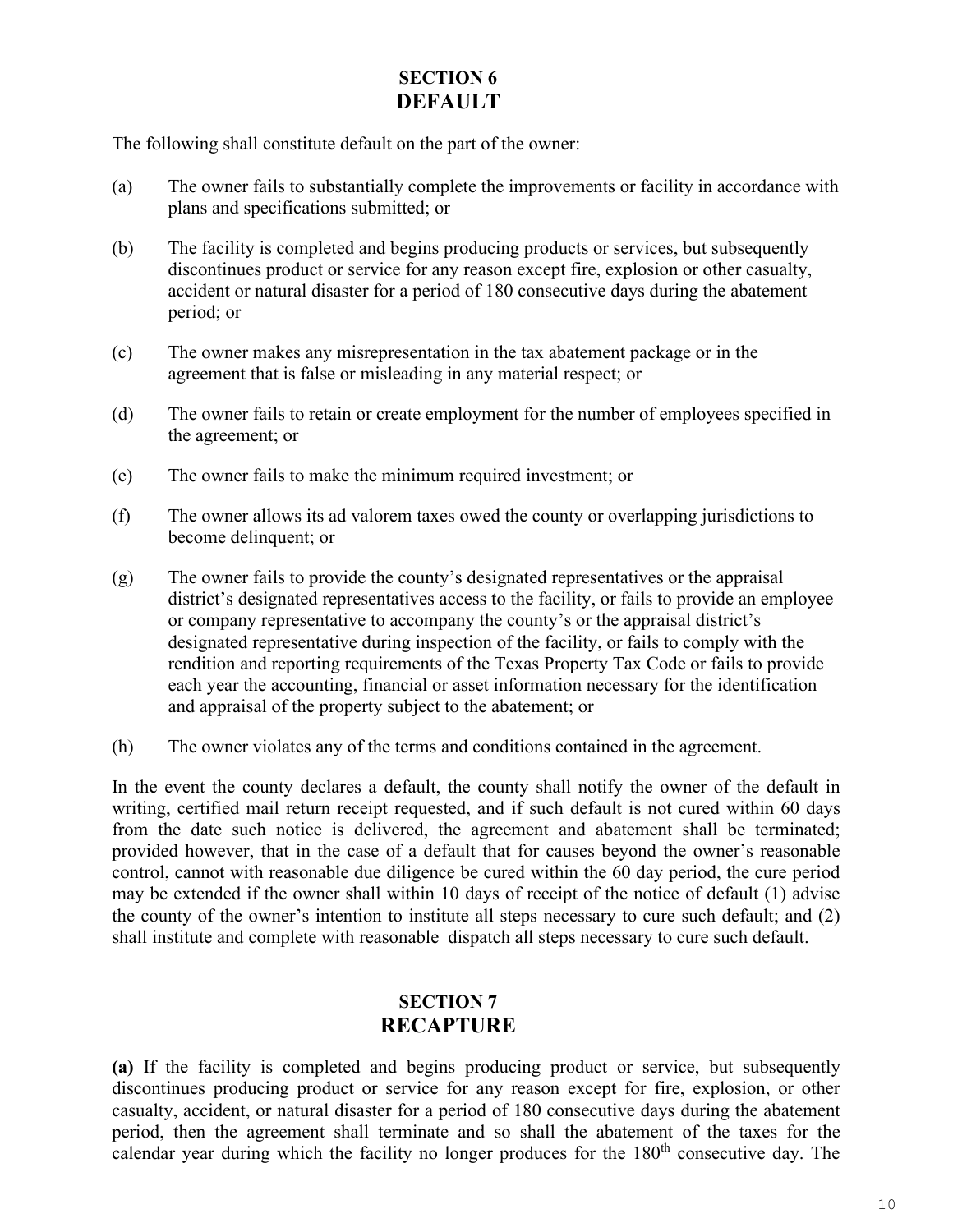## SECTION 6
## DEFAULT

The following shall constitute default on the part of the owner:

(a) The owner fails to substantially complete the improvements or facility in accordance with plans and specifications submitted; or

(b) The facility is completed and begins producing products or services, but subsequently discontinues product or service for any reason except fire, explosion or other casualty, accident or natural disaster for a period of 180 consecutive days during the abatement period; or

(c) The owner makes any misrepresentation in the tax abatement package or in the agreement that is false or misleading in any material respect; or

(d) The owner fails to retain or create employment for the number of employees specified in the agreement; or

(e) The owner fails to make the minimum required investment; or

(f) The owner allows its ad valorem taxes owed the county or overlapping jurisdictions to become delinquent; or

(g) The owner fails to provide the county's designated representatives or the appraisal district's designated representatives access to the facility, or fails to provide an employee or company representative to accompany the county's or the appraisal district's designated representative during inspection of the facility, or fails to comply with the rendition and reporting requirements of the Texas Property Tax Code or fails to provide each year the accounting, financial or asset information necessary for the identification and appraisal of the property subject to the abatement; or

(h) The owner violates any of the terms and conditions contained in the agreement.

In the event the county declares a default, the county shall notify the owner of the default in writing, certified mail return receipt requested, and if such default is not cured within 60 days from the date such notice is delivered, the agreement and abatement shall be terminated; provided however, that in the case of a default that for causes beyond the owner's reasonable control, cannot with reasonable due diligence be cured within the 60 day period, the cure period may be extended if the owner shall within 10 days of receipt of the notice of default (1) advise the county of the owner's intention to institute all steps necessary to cure such default; and (2) shall institute and complete with reasonable dispatch all steps necessary to cure such default.

## SECTION 7
## RECAPTURE

**(a)** If the facility is completed and begins producing product or service, but subsequently discontinues producing product or service for any reason except for fire, explosion, or other casualty, accident, or natural disaster for a period of 180 consecutive days during the abatement period, then the agreement shall terminate and so shall the abatement of the taxes for the calendar year during which the facility no longer produces for the 180th consecutive day. The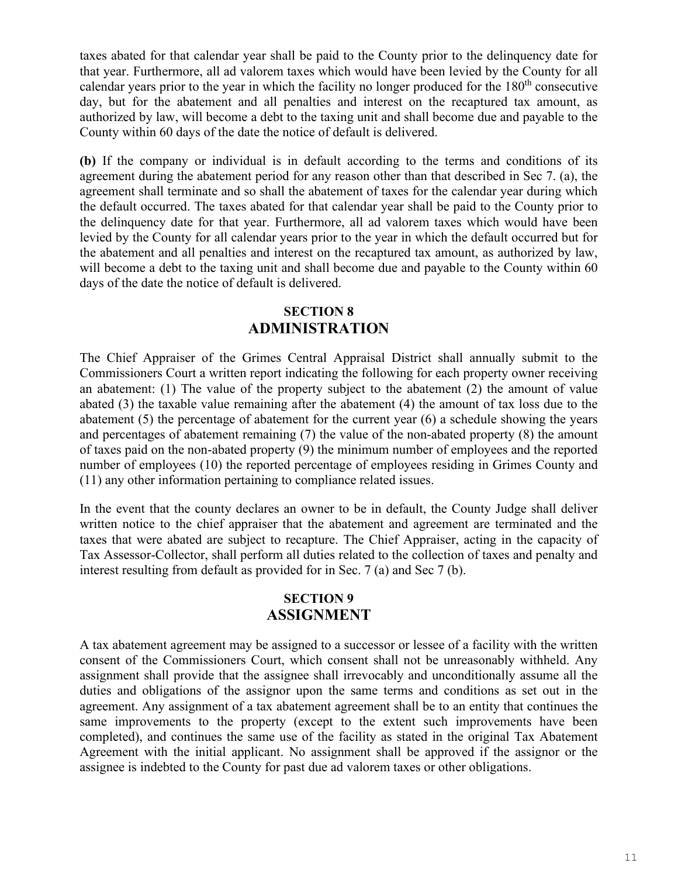taxes abated for that calendar year shall be paid to the County prior to the delinquency date for that year. Furthermore, all ad valorem taxes which would have been levied by the County for all calendar years prior to the year in which the facility no longer produced for the 180th consecutive day, but for the abatement and all penalties and interest on the recaptured tax amount, as authorized by law, will become a debt to the taxing unit and shall become due and payable to the County within 60 days of the date the notice of default is delivered.

**(b)** If the company or individual is in default according to the terms and conditions of its agreement during the abatement period for any reason other than that described in Sec 7. (a), the agreement shall terminate and so shall the abatement of taxes for the calendar year during which the default occurred. The taxes abated for that calendar year shall be paid to the County prior to the delinquency date for that year. Furthermore, all ad valorem taxes which would have been levied by the County for all calendar years prior to the year in which the default occurred but for the abatement and all penalties and interest on the recaptured tax amount, as authorized by law, will become a debt to the taxing unit and shall become due and payable to the County within 60 days of the date the notice of default is delivered.

## SECTION 8
## ADMINISTRATION

The Chief Appraiser of the Grimes Central Appraisal District shall annually submit to the Commissioners Court a written report indicating the following for each property owner receiving an abatement: (1) The value of the property subject to the abatement (2) the amount of value abated (3) the taxable value remaining after the abatement (4) the amount of tax loss due to the abatement (5) the percentage of abatement for the current year (6) a schedule showing the years and percentages of abatement remaining (7) the value of the non-abated property (8) the amount of taxes paid on the non-abated property (9) the minimum number of employees and the reported number of employees (10) the reported percentage of employees residing in Grimes County and (11) any other information pertaining to compliance related issues.

In the event that the county declares an owner to be in default, the County Judge shall deliver written notice to the chief appraiser that the abatement and agreement are terminated and the taxes that were abated are subject to recapture. The Chief Appraiser, acting in the capacity of Tax Assessor-Collector, shall perform all duties related to the collection of taxes and penalty and interest resulting from default as provided for in Sec. 7 (a) and Sec 7 (b).

## SECTION 9
## ASSIGNMENT

A tax abatement agreement may be assigned to a successor or lessee of a facility with the written consent of the Commissioners Court, which consent shall not be unreasonably withheld. Any assignment shall provide that the assignee shall irrevocably and unconditionally assume all the duties and obligations of the assignor upon the same terms and conditions as set out in the agreement. Any assignment of a tax abatement agreement shall be to an entity that continues the same improvements to the property (except to the extent such improvements have been completed), and continues the same use of the facility as stated in the original Tax Abatement Agreement with the initial applicant. No assignment shall be approved if the assignor or the assignee is indebted to the County for past due ad valorem taxes or other obligations.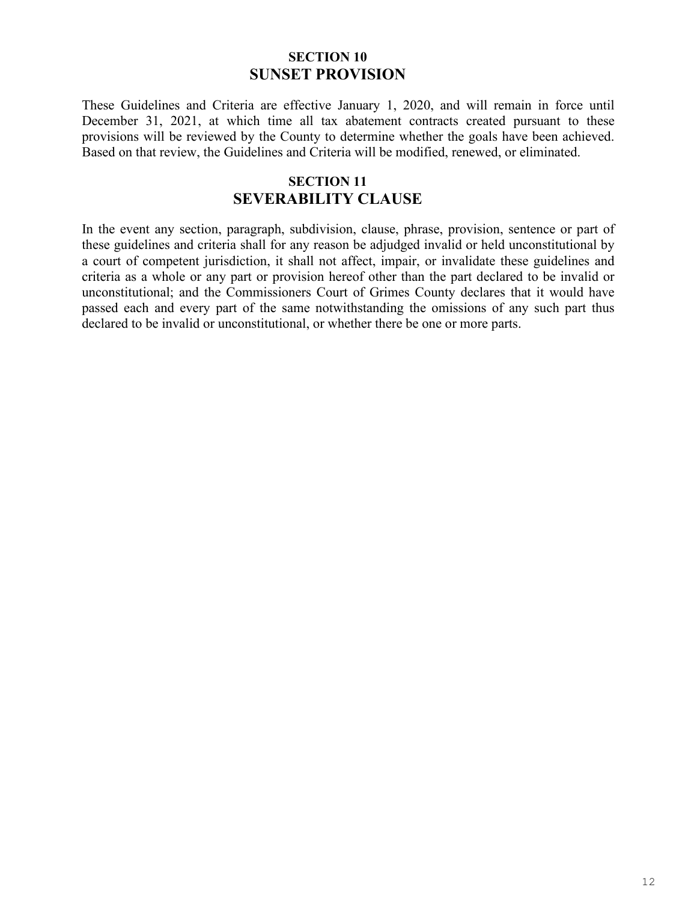## SECTION 10
## SUNSET PROVISION

These Guidelines and Criteria are effective January 1, 2020, and will remain in force until December 31, 2021, at which time all tax abatement contracts created pursuant to these provisions will be reviewed by the County to determine whether the goals have been achieved. Based on that review, the Guidelines and Criteria will be modified, renewed, or eliminated.

## SECTION 11
## SEVERABILITY CLAUSE

In the event any section, paragraph, subdivision, clause, phrase, provision, sentence or part of these guidelines and criteria shall for any reason be adjudged invalid or held unconstitutional by a court of competent jurisdiction, it shall not affect, impair, or invalidate these guidelines and criteria as a whole or any part or provision hereof other than the part declared to be invalid or unconstitutional; and the Commissioners Court of Grimes County declares that it would have passed each and every part of the same notwithstanding the omissions of any such part thus declared to be invalid or unconstitutional, or whether there be one or more parts.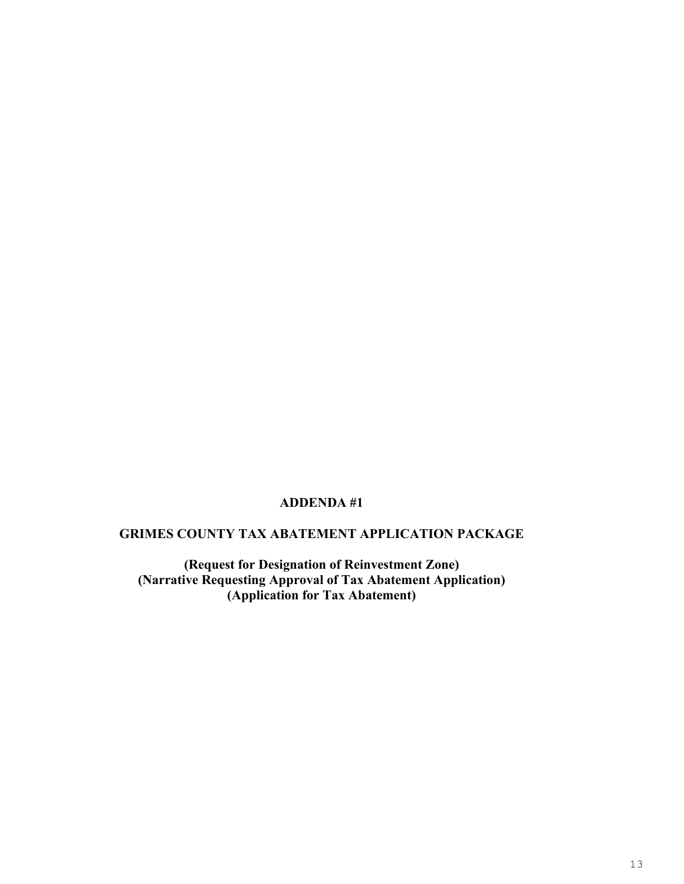# ADDENDA #1

## GRIMES COUNTY TAX ABATEMENT APPLICATION PACKAGE

**(Request for Designation of Reinvestment Zone)**
**(Narrative Requesting Approval of Tax Abatement Application)**
**(Application for Tax Abatement)**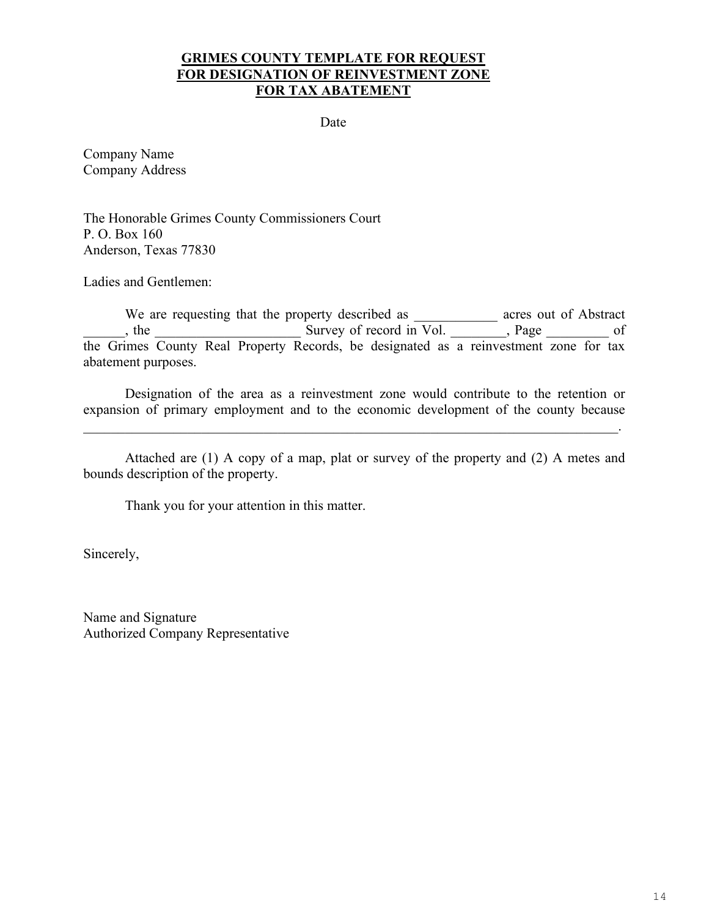**GRIMES COUNTY TEMPLATE FOR REQUEST**
**FOR DESIGNATION OF REINVESTMENT ZONE**
**FOR TAX ABATEMENT**

Date

Company Name
Company Address

The Honorable Grimes County Commissioners Court
P. O. Box 160
Anderson, Texas 77830

Ladies and Gentlemen:

We are requesting that the property described as ____________ acres out of Abstract ______, the _____________________ Survey of record in Vol. ________, Page _________ of the Grimes County Real Property Records, be designated as a reinvestment zone for tax abatement purposes.

Designation of the area as a reinvestment zone would contribute to the retention or expansion of primary employment and to the economic development of the county because ________________________________________________________________________________.

Attached are (1) A copy of a map, plat or survey of the property and (2) A metes and bounds description of the property.

Thank you for your attention in this matter.

Sincerely,

Name and Signature
Authorized Company Representative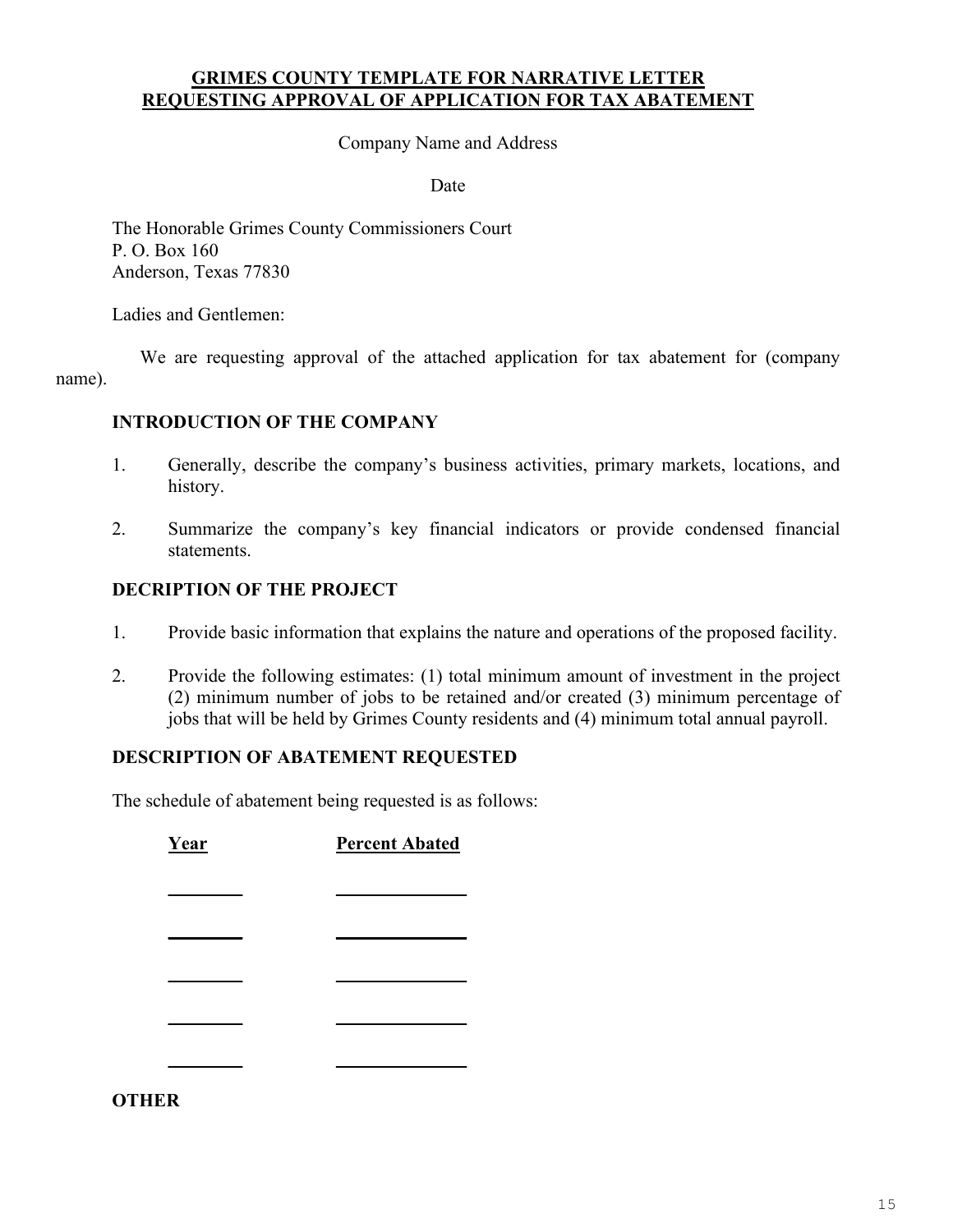# GRIMES COUNTY TEMPLATE FOR NARRATIVE LETTER REQUESTING APPROVAL OF APPLICATION FOR TAX ABATEMENT

Company Name and Address

Date

The Honorable Grimes County Commissioners Court
P. O. Box 160
Anderson, Texas 77830

Ladies and Gentlemen:

We are requesting approval of the attached application for tax abatement for (company name).

**INTRODUCTION OF THE COMPANY**

1. Generally, describe the company's business activities, primary markets, locations, and history.

2. Summarize the company's key financial indicators or provide condensed financial statements.

**DECRIPTION OF THE PROJECT**

1. Provide basic information that explains the nature and operations of the proposed facility.

2. Provide the following estimates: (1) total minimum amount of investment in the project (2) minimum number of jobs to be retained and/or created (3) minimum percentage of jobs that will be held by Grimes County residents and (4) minimum total annual payroll.

**DESCRIPTION OF ABATEMENT REQUESTED**

The schedule of abatement being requested is as follows:

| Year | Percent Abated |
|---|---|
| ________ | ______________ |
| ________ | ______________ |
| ________ | ______________ |
| ________ | ______________ |
| ________ | ______________ |

**OTHER**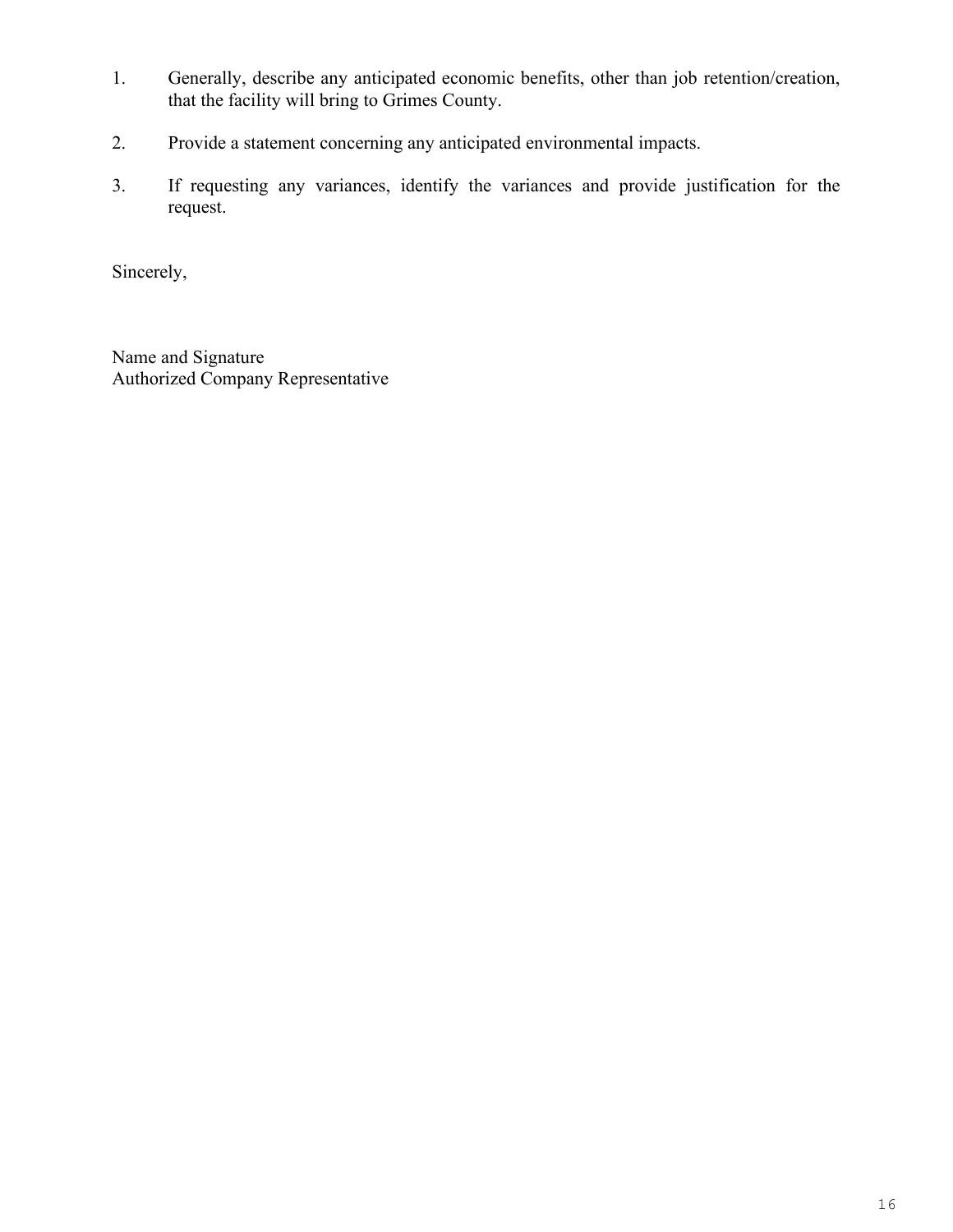1. Generally, describe any anticipated economic benefits, other than job retention/creation, that the facility will bring to Grimes County.

2. Provide a statement concerning any anticipated environmental impacts.

3. If requesting any variances, identify the variances and provide justification for the request.

Sincerely,

Name and Signature
Authorized Company Representative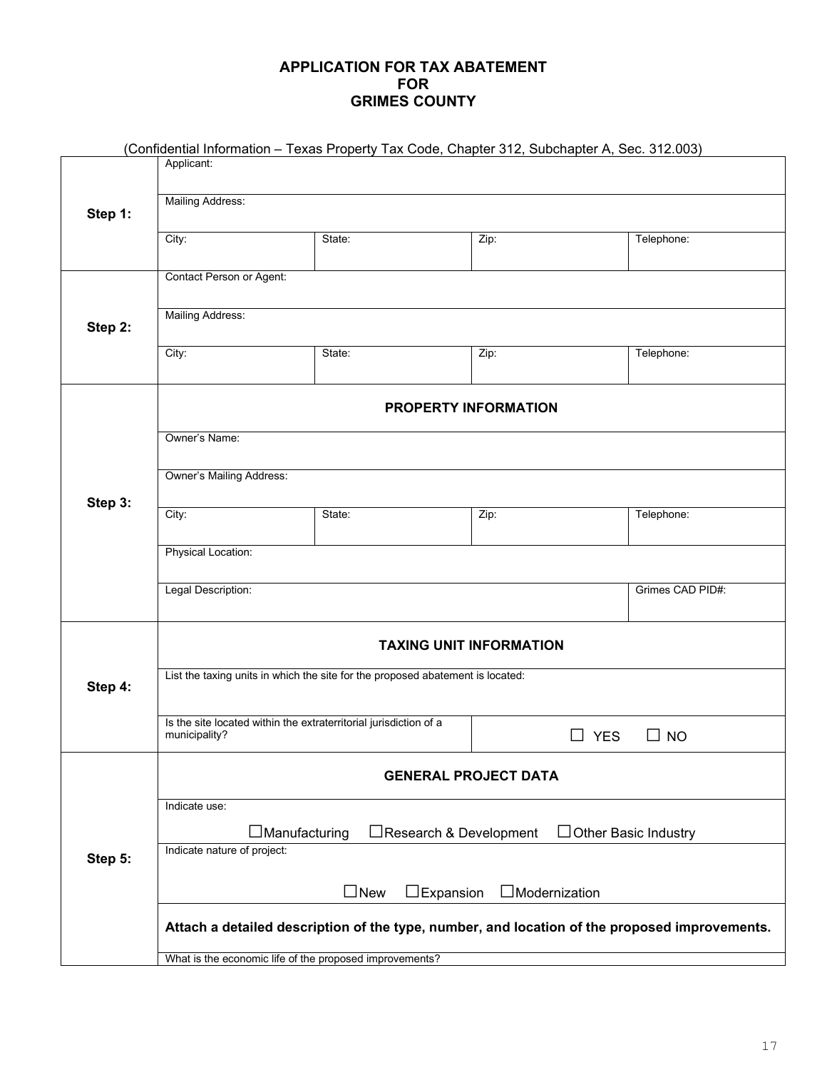# APPLICATION FOR TAX ABATEMENT
# FOR
# GRIMES COUNTY

(Confidential Information – Texas Property Tax Code, Chapter 312, Subchapter A, Sec. 312.003)

| | | | | |
|---|---|---|---|---|
| **Step 1:** | Applicant: | | | |
| | Mailing Address: | | | |
| | City: | State: | Zip: | Telephone: |
| **Step 2:** | Contact Person or Agent: | | | |
| | Mailing Address: | | | |
| | City: | State: | Zip: | Telephone: |
| **Step 3:** | **PROPERTY INFORMATION** | | | |
| | Owner's Name: | | | |
| | Owner's Mailing Address: | | | |
| | City: | State: | Zip: | Telephone: |
| | Physical Location: | | | |
| | Legal Description: | | | Grimes CAD PID#: |
| **Step 4:** | **TAXING UNIT INFORMATION** | | | |
| | List the taxing units in which the site for the proposed abatement is located: | | | |
| | Is the site located within the extraterritorial jurisdiction of a municipality? | | ☐ YES ☐ NO | |
| **Step 5:** | **GENERAL PROJECT DATA** | | | |
| | Indicate use: ☐Manufacturing ☐Research & Development ☐Other Basic Industry | | | |
| | Indicate nature of project: ☐New ☐Expansion ☐Modernization | | | |
| | **Attach a detailed description of the type, number, and location of the proposed improvements.** | | | |
| | What is the economic life of the proposed improvements? | | | |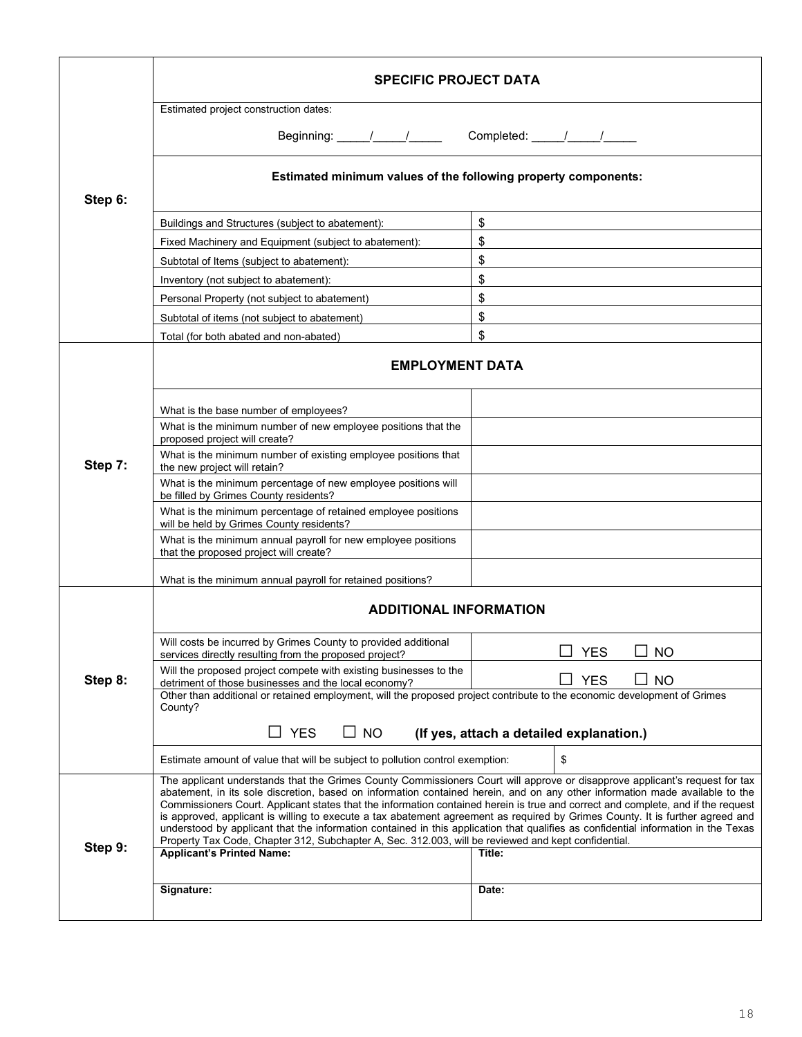## Step 6: SPECIFIC PROJECT DATA

Estimated project construction dates:

Beginning: _____/_____/_____ Completed: _____/_____/_____

**Estimated minimum values of the following property components:**

| Component | Value |
|---|---|
| Buildings and Structures (subject to abatement): | $ |
| Fixed Machinery and Equipment (subject to abatement): | $ |
| Subtotal of Items (subject to abatement): | $ |
| Inventory (not subject to abatement): | $ |
| Personal Property (not subject to abatement) | $ |
| Subtotal of items (not subject to abatement) | $ |
| Total (for both abated and non-abated) | $ |

## Step 7: EMPLOYMENT DATA

| Question | Answer |
|---|---|
| What is the base number of employees? | |
| What is the minimum number of new employee positions that the proposed project will create? | |
| What is the minimum number of existing employee positions that the new project will retain? | |
| What is the minimum percentage of new employee positions will be filled by Grimes County residents? | |
| What is the minimum percentage of retained employee positions will be held by Grimes County residents? | |
| What is the minimum annual payroll for new employee positions that the proposed project will create? | |
| What is the minimum annual payroll for retained positions? | |

## Step 8: ADDITIONAL INFORMATION

| Question | Answer |
|---|---|
| Will costs be incurred by Grimes County to provided additional services directly resulting from the proposed project? | ☐ YES ☐ NO |
| Will the proposed project compete with existing businesses to the detriment of those businesses and the local economy? | ☐ YES ☐ NO |

Other than additional or retained employment, will the proposed project contribute to the economic development of Grimes County?

☐ YES ☐ NO **(If yes, attach a detailed explanation.)**

Estimate amount of value that will be subject to pollution control exemption: $

## Step 9:

The applicant understands that the Grimes County Commissioners Court will approve or disapprove applicant's request for tax abatement, in its sole discretion, based on information contained herein, and on any other information made available to the Commissioners Court. Applicant states that the information contained herein is true and correct and complete, and if the request is approved, applicant is willing to execute a tax abatement agreement as required by Grimes County. It is further agreed and understood by applicant that the information contained in this application that qualifies as confidential information in the Texas Property Tax Code, Chapter 312, Subchapter A, Sec. 312.003, will be reviewed and kept confidential.

| **Applicant's Printed Name:** | **Title:** |
|---|---|
| **Signature:** | **Date:** |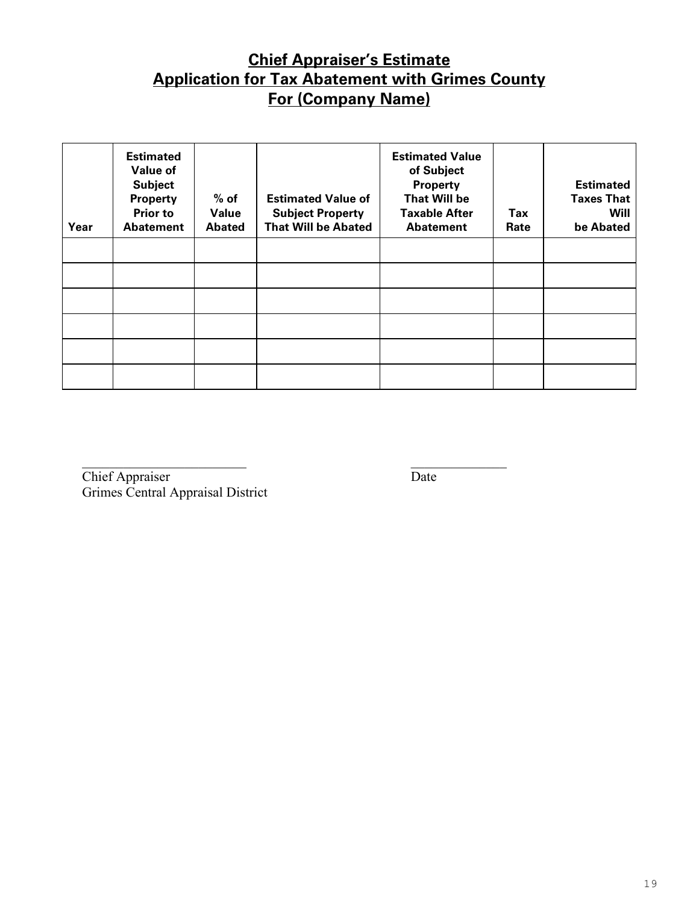# Chief Appraiser's Estimate
# Application for Tax Abatement with Grimes County
# For (Company Name)

| Year | Estimated Value of Subject Property Prior to Abatement | % of Value Abated | Estimated Value of Subject Property That Will be Abated | Estimated Value of Subject Property That Will be Taxable After Abatement | Tax Rate | Estimated Taxes That Will be Abated |
|---|---|---|---|---|---|---|
| | | | | | | |
| | | | | | | |
| | | | | | | |
| | | | | | | |
| | | | | | | |
| | | | | | | |

\_\_\_\_\_\_\_\_\_\_\_\_\_\_\_\_\_\_\_\_\_\_\_\_\_\_ \_\_\_\_\_\_\_\_\_\_\_\_\_\_\_

Chief Appraiser Date

Grimes Central Appraisal District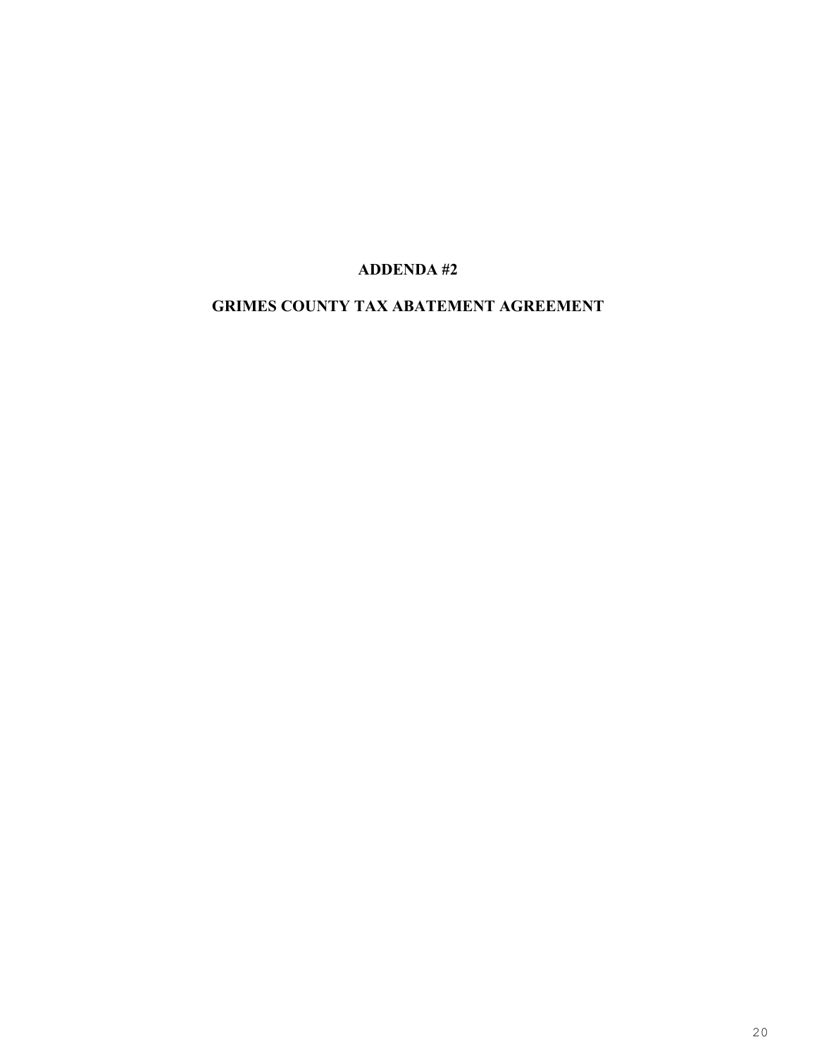# ADDENDA #2

## GRIMES COUNTY TAX ABATEMENT AGREEMENT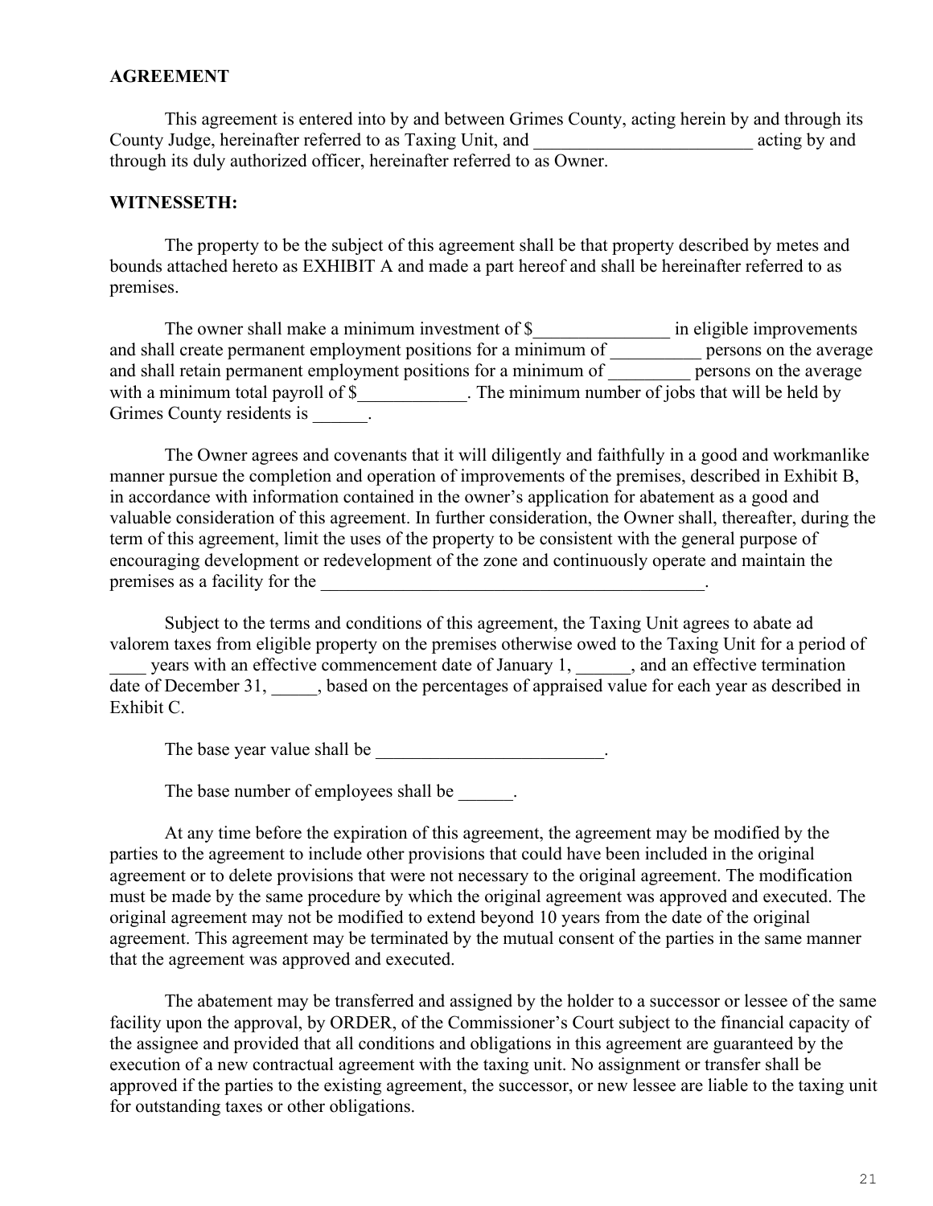**AGREEMENT**

This agreement is entered into by and between Grimes County, acting herein by and through its County Judge, hereinafter referred to as Taxing Unit, and ________________________ acting by and through its duly authorized officer, hereinafter referred to as Owner.

**WITNESSETH:**

The property to be the subject of this agreement shall be that property described by metes and bounds attached hereto as EXHIBIT A and made a part hereof and shall be hereinafter referred to as premises.

The owner shall make a minimum investment of $_______________ in eligible improvements and shall create permanent employment positions for a minimum of __________ persons on the average and shall retain permanent employment positions for a minimum of _________ persons on the average with a minimum total payroll of $____________. The minimum number of jobs that will be held by Grimes County residents is ______.

The Owner agrees and covenants that it will diligently and faithfully in a good and workmanlike manner pursue the completion and operation of improvements of the premises, described in Exhibit B, in accordance with information contained in the owner's application for abatement as a good and valuable consideration of this agreement. In further consideration, the Owner shall, thereafter, during the term of this agreement, limit the uses of the property to be consistent with the general purpose of encouraging development or redevelopment of the zone and continuously operate and maintain the premises as a facility for the ____________________________________________.

Subject to the terms and conditions of this agreement, the Taxing Unit agrees to abate ad valorem taxes from eligible property on the premises otherwise owed to the Taxing Unit for a period of ____ years with an effective commencement date of January 1, ______, and an effective termination date of December 31, _____, based on the percentages of appraised value for each year as described in Exhibit C.

The base year value shall be _________________________.

The base number of employees shall be ______.

At any time before the expiration of this agreement, the agreement may be modified by the parties to the agreement to include other provisions that could have been included in the original agreement or to delete provisions that were not necessary to the original agreement. The modification must be made by the same procedure by which the original agreement was approved and executed. The original agreement may not be modified to extend beyond 10 years from the date of the original agreement. This agreement may be terminated by the mutual consent of the parties in the same manner that the agreement was approved and executed.

The abatement may be transferred and assigned by the holder to a successor or lessee of the same facility upon the approval, by ORDER, of the Commissioner's Court subject to the financial capacity of the assignee and provided that all conditions and obligations in this agreement are guaranteed by the execution of a new contractual agreement with the taxing unit. No assignment or transfer shall be approved if the parties to the existing agreement, the successor, or new lessee are liable to the taxing unit for outstanding taxes or other obligations.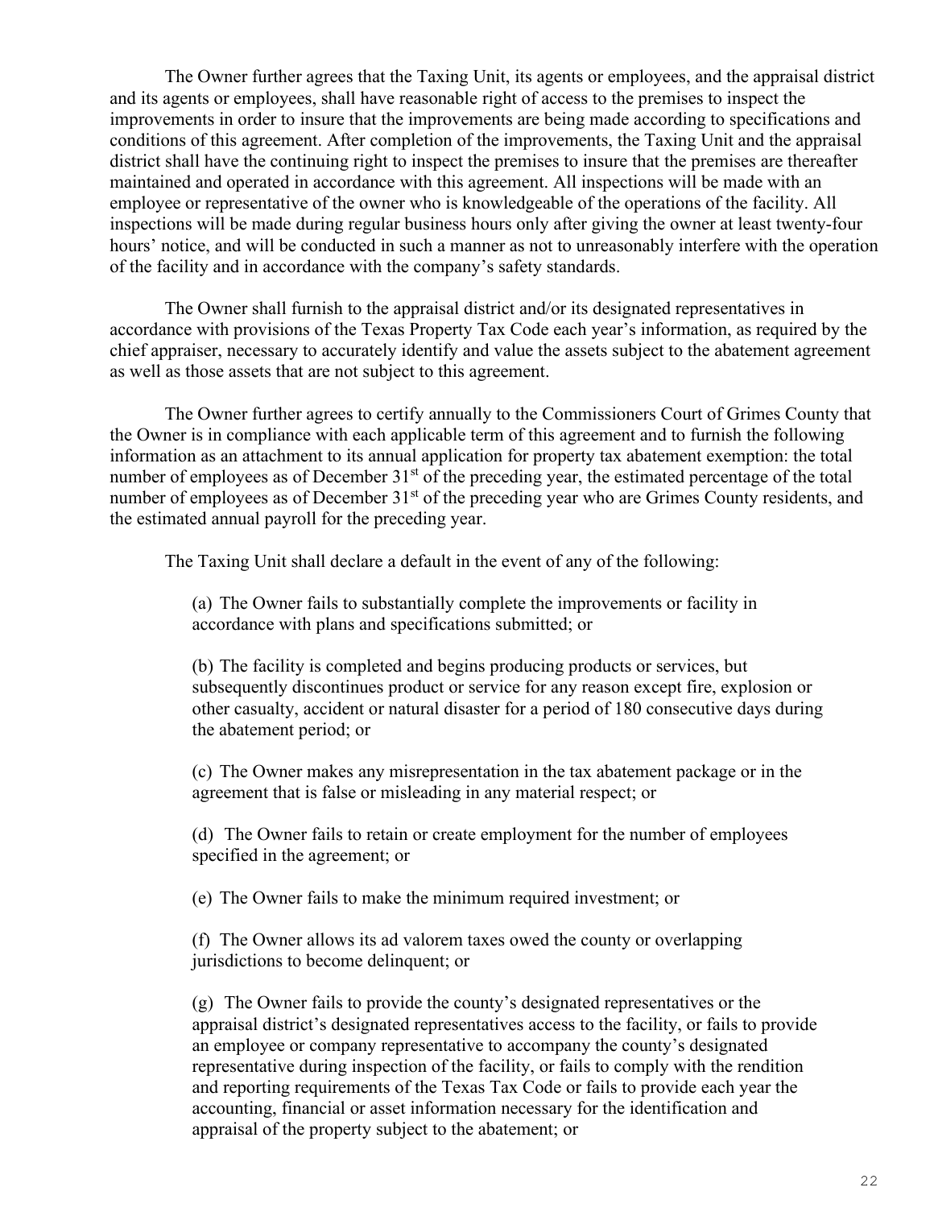The Owner further agrees that the Taxing Unit, its agents or employees, and the appraisal district and its agents or employees, shall have reasonable right of access to the premises to inspect the improvements in order to insure that the improvements are being made according to specifications and conditions of this agreement. After completion of the improvements, the Taxing Unit and the appraisal district shall have the continuing right to inspect the premises to insure that the premises are thereafter maintained and operated in accordance with this agreement. All inspections will be made with an employee or representative of the owner who is knowledgeable of the operations of the facility. All inspections will be made during regular business hours only after giving the owner at least twenty-four hours' notice, and will be conducted in such a manner as not to unreasonably interfere with the operation of the facility and in accordance with the company's safety standards.

The Owner shall furnish to the appraisal district and/or its designated representatives in accordance with provisions of the Texas Property Tax Code each year's information, as required by the chief appraiser, necessary to accurately identify and value the assets subject to the abatement agreement as well as those assets that are not subject to this agreement.

The Owner further agrees to certify annually to the Commissioners Court of Grimes County that the Owner is in compliance with each applicable term of this agreement and to furnish the following information as an attachment to its annual application for property tax abatement exemption: the total number of employees as of December 31st of the preceding year, the estimated percentage of the total number of employees as of December 31st of the preceding year who are Grimes County residents, and the estimated annual payroll for the preceding year.

The Taxing Unit shall declare a default in the event of any of the following:

(a) The Owner fails to substantially complete the improvements or facility in accordance with plans and specifications submitted; or

(b) The facility is completed and begins producing products or services, but subsequently discontinues product or service for any reason except fire, explosion or other casualty, accident or natural disaster for a period of 180 consecutive days during the abatement period; or

(c) The Owner makes any misrepresentation in the tax abatement package or in the agreement that is false or misleading in any material respect; or

(d) The Owner fails to retain or create employment for the number of employees specified in the agreement; or

(e) The Owner fails to make the minimum required investment; or

(f) The Owner allows its ad valorem taxes owed the county or overlapping jurisdictions to become delinquent; or

(g) The Owner fails to provide the county's designated representatives or the appraisal district's designated representatives access to the facility, or fails to provide an employee or company representative to accompany the county's designated representative during inspection of the facility, or fails to comply with the rendition and reporting requirements of the Texas Tax Code or fails to provide each year the accounting, financial or asset information necessary for the identification and appraisal of the property subject to the abatement; or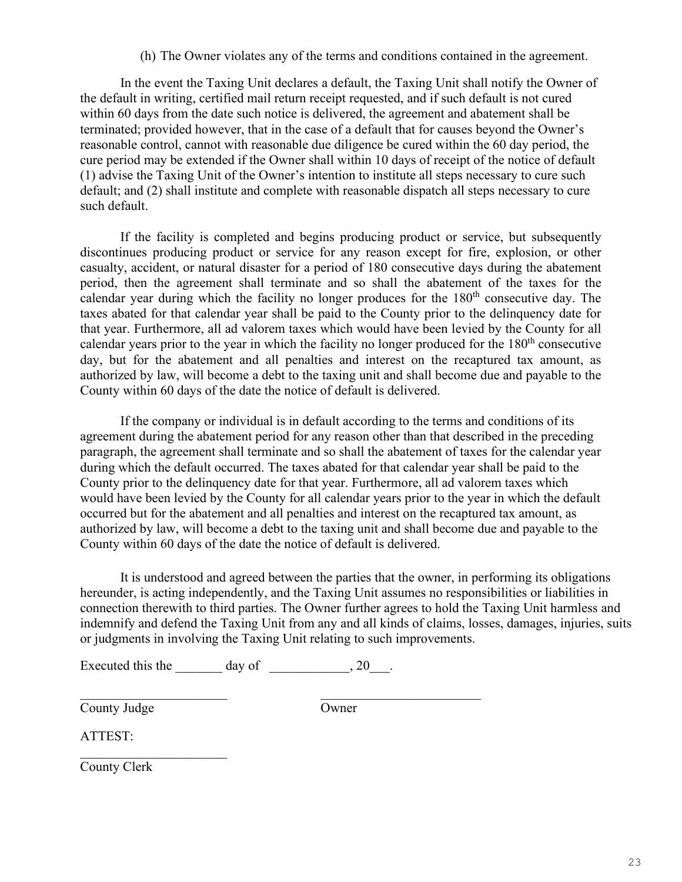(h) The Owner violates any of the terms and conditions contained in the agreement.

In the event the Taxing Unit declares a default, the Taxing Unit shall notify the Owner of the default in writing, certified mail return receipt requested, and if such default is not cured within 60 days from the date such notice is delivered, the agreement and abatement shall be terminated; provided however, that in the case of a default that for causes beyond the Owner's reasonable control, cannot with reasonable due diligence be cured within the 60 day period, the cure period may be extended if the Owner shall within 10 days of receipt of the notice of default (1) advise the Taxing Unit of the Owner's intention to institute all steps necessary to cure such default; and (2) shall institute and complete with reasonable dispatch all steps necessary to cure such default.

If the facility is completed and begins producing product or service, but subsequently discontinues producing product or service for any reason except for fire, explosion, or other casualty, accident, or natural disaster for a period of 180 consecutive days during the abatement period, then the agreement shall terminate and so shall the abatement of the taxes for the calendar year during which the facility no longer produces for the 180th consecutive day. The taxes abated for that calendar year shall be paid to the County prior to the delinquency date for that year. Furthermore, all ad valorem taxes which would have been levied by the County for all calendar years prior to the year in which the facility no longer produced for the 180th consecutive day, but for the abatement and all penalties and interest on the recaptured tax amount, as authorized by law, will become a debt to the taxing unit and shall become due and payable to the County within 60 days of the date the notice of default is delivered.

If the company or individual is in default according to the terms and conditions of its agreement during the abatement period for any reason other than that described in the preceding paragraph, the agreement shall terminate and so shall the abatement of taxes for the calendar year during which the default occurred. The taxes abated for that calendar year shall be paid to the County prior to the delinquency date for that year. Furthermore, all ad valorem taxes which would have been levied by the County for all calendar years prior to the year in which the default occurred but for the abatement and all penalties and interest on the recaptured tax amount, as authorized by law, will become a debt to the taxing unit and shall become due and payable to the County within 60 days of the date the notice of default is delivered.

It is understood and agreed between the parties that the owner, in performing its obligations hereunder, is acting independently, and the Taxing Unit assumes no responsibilities or liabilities in connection therewith to third parties. The Owner further agrees to hold the Taxing Unit harmless and indemnify and defend the Taxing Unit from any and all kinds of claims, losses, damages, injuries, suits or judgments in involving the Taxing Unit relating to such improvements.

Executed this the _______ day of ____________, 20___.

_______________________ &nbsp;&nbsp;&nbsp;&nbsp;&nbsp;&nbsp;&nbsp;&nbsp; _________________________

County Judge &nbsp;&nbsp;&nbsp;&nbsp;&nbsp;&nbsp;&nbsp;&nbsp;&nbsp;&nbsp;&nbsp;&nbsp;&nbsp;&nbsp;&nbsp;&nbsp;&nbsp;&nbsp;&nbsp;&nbsp; Owner

ATTEST:

_______________________

County Clerk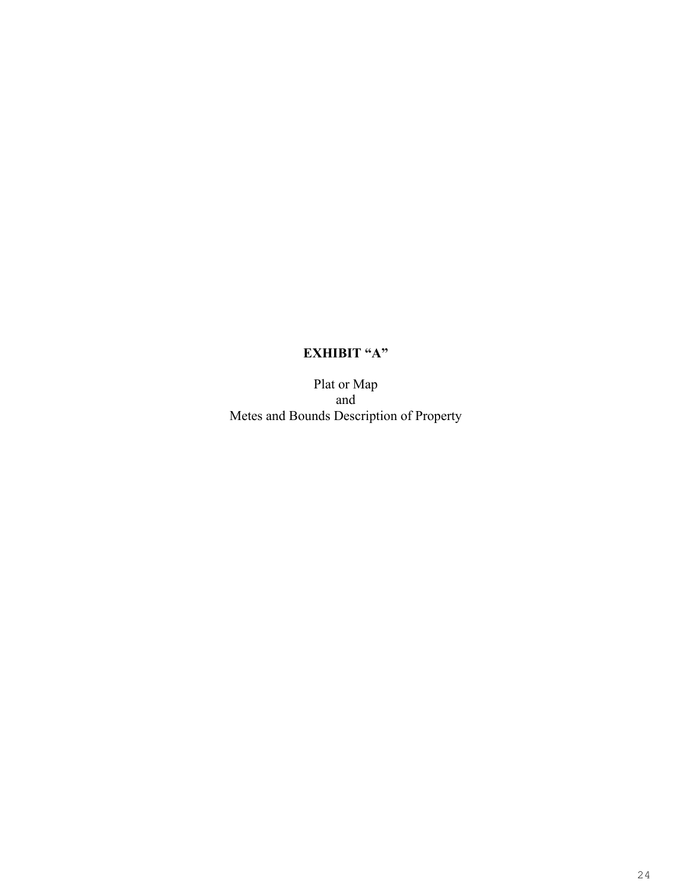# EXHIBIT “A”

Plat or Map
and
Metes and Bounds Description of Property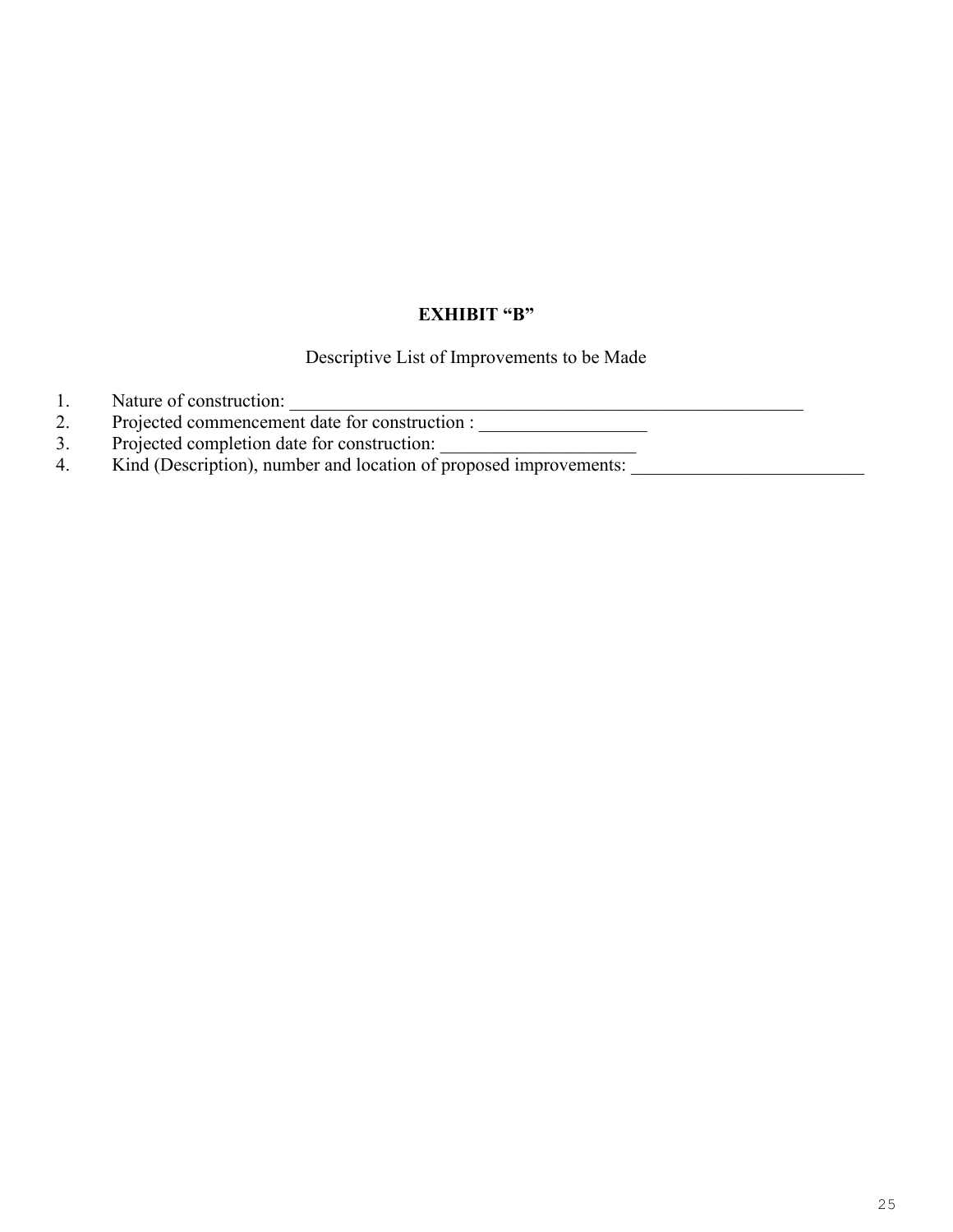**EXHIBIT "B"**

Descriptive List of Improvements to be Made

1. Nature of construction: ___________________________________________________________
2. Projected commencement date for construction : __________________
3. Projected completion date for construction: _____________________
4. Kind (Description), number and location of proposed improvements: _________________________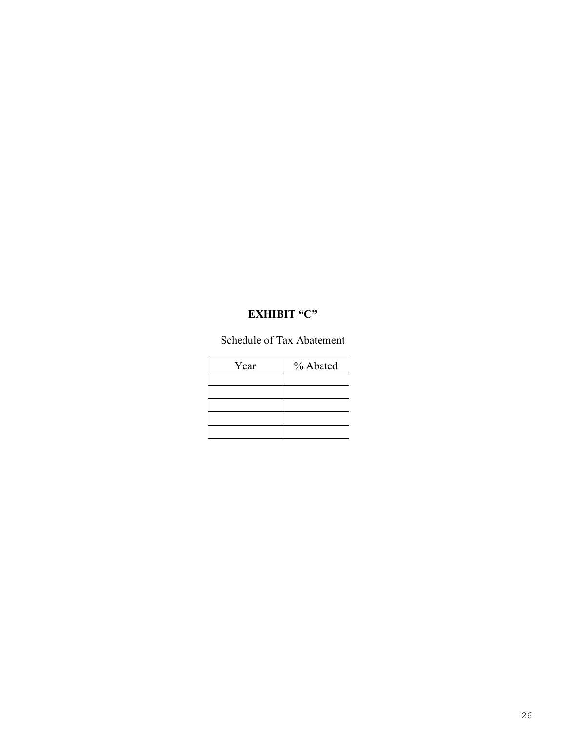## EXHIBIT "C"

Schedule of Tax Abatement

| Year | % Abated |
|---|---|
| | |
| | |
| | |
| | |
| | |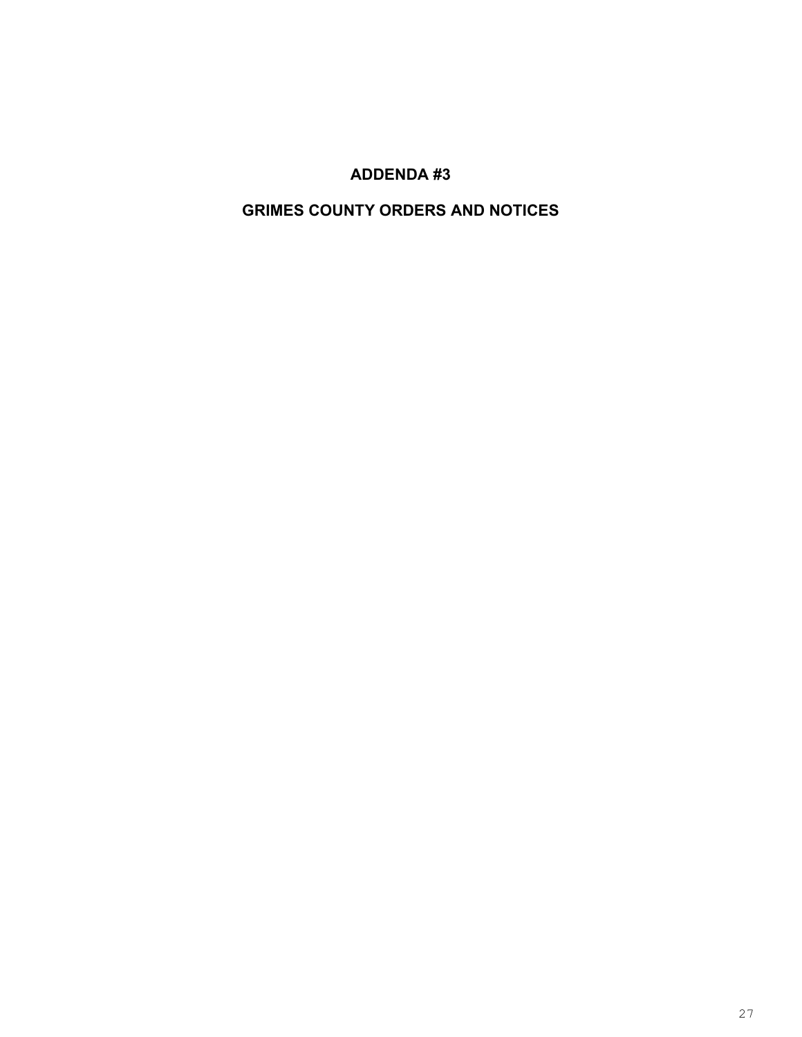# ADDENDA #3

## GRIMES COUNTY ORDERS AND NOTICES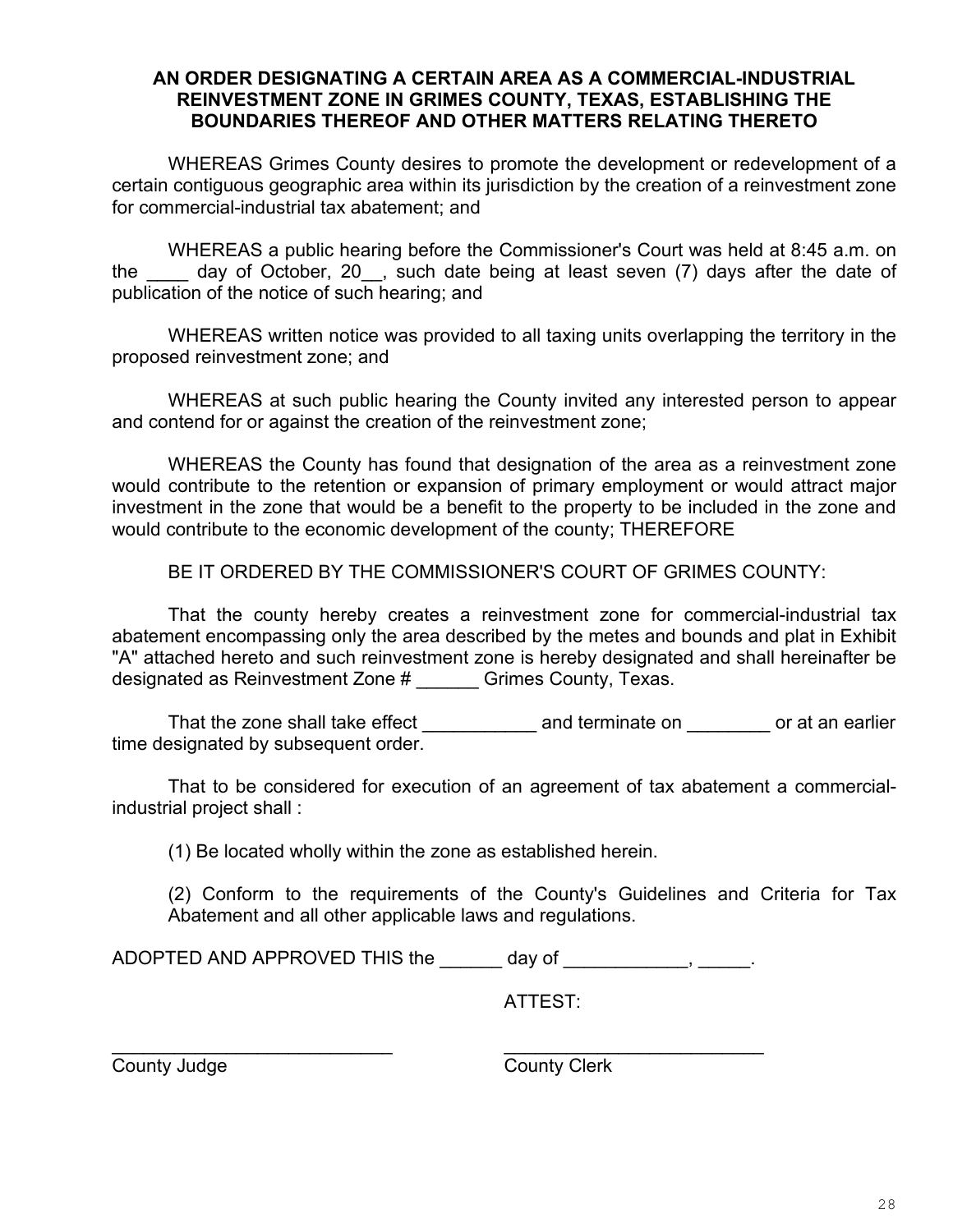**AN ORDER DESIGNATING A CERTAIN AREA AS A COMMERCIAL-INDUSTRIAL REINVESTMENT ZONE IN GRIMES COUNTY, TEXAS, ESTABLISHING THE BOUNDARIES THEREOF AND OTHER MATTERS RELATING THERETO**

WHEREAS Grimes County desires to promote the development or redevelopment of a certain contiguous geographic area within its jurisdiction by the creation of a reinvestment zone for commercial-industrial tax abatement; and

WHEREAS a public hearing before the Commissioner's Court was held at 8:45 a.m. on the ____ day of October, 20__, such date being at least seven (7) days after the date of publication of the notice of such hearing; and

WHEREAS written notice was provided to all taxing units overlapping the territory in the proposed reinvestment zone; and

WHEREAS at such public hearing the County invited any interested person to appear and contend for or against the creation of the reinvestment zone;

WHEREAS the County has found that designation of the area as a reinvestment zone would contribute to the retention or expansion of primary employment or would attract major investment in the zone that would be a benefit to the property to be included in the zone and would contribute to the economic development of the county; THEREFORE

BE IT ORDERED BY THE COMMISSIONER'S COURT OF GRIMES COUNTY:

That the county hereby creates a reinvestment zone for commercial-industrial tax abatement encompassing only the area described by the metes and bounds and plat in Exhibit "A" attached hereto and such reinvestment zone is hereby designated and shall hereinafter be designated as Reinvestment Zone # ______ Grimes County, Texas.

That the zone shall take effect ___________ and terminate on ________ or at an earlier time designated by subsequent order.

That to be considered for execution of an agreement of tax abatement a commercial-industrial project shall :

(1) Be located wholly within the zone as established herein.

(2) Conform to the requirements of the County's Guidelines and Criteria for Tax Abatement and all other applicable laws and regulations.

ADOPTED AND APPROVED THIS the ______ day of ____________, _____.

ATTEST:

___________________________ ___________________________

County Judge County Clerk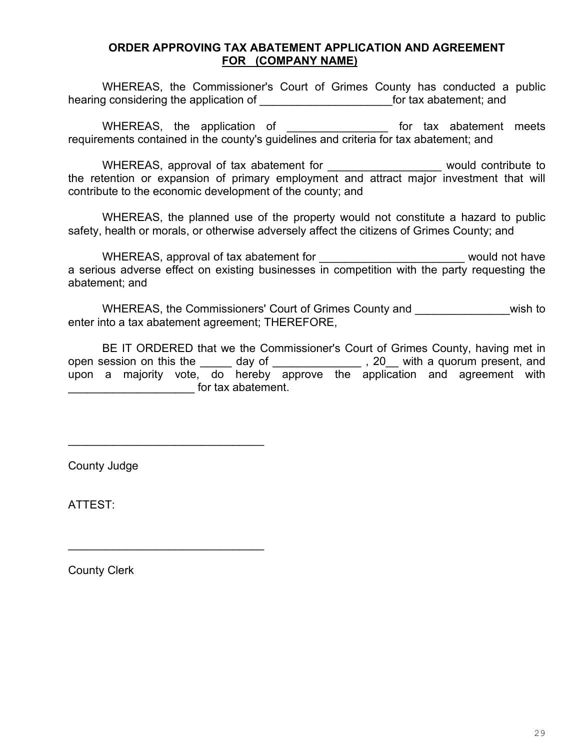**ORDER APPROVING TAX ABATEMENT APPLICATION AND AGREEMENT**
**FOR (COMPANY NAME)**

WHEREAS, the Commissioner's Court of Grimes County has conducted a public hearing considering the application of _____________________for tax abatement; and

WHEREAS, the application of ________________ for tax abatement meets requirements contained in the county's guidelines and criteria for tax abatement; and

WHEREAS, approval of tax abatement for __________________ would contribute to the retention or expansion of primary employment and attract major investment that will contribute to the economic development of the county; and

WHEREAS, the planned use of the property would not constitute a hazard to public safety, health or morals, or otherwise adversely affect the citizens of Grimes County; and

WHEREAS, approval of tax abatement for _______________________ would not have a serious adverse effect on existing businesses in competition with the party requesting the abatement; and

WHEREAS, the Commissioners' Court of Grimes County and _______________wish to enter into a tax abatement agreement; THEREFORE,

BE IT ORDERED that we the Commissioner's Court of Grimes County, having met in open session on this the _____ day of ______________ , 20__ with a quorum present, and upon a majority vote, do hereby approve the application and agreement with ____________________ for tax abatement.

_______________________________

County Judge

ATTEST:

_______________________________

County Clerk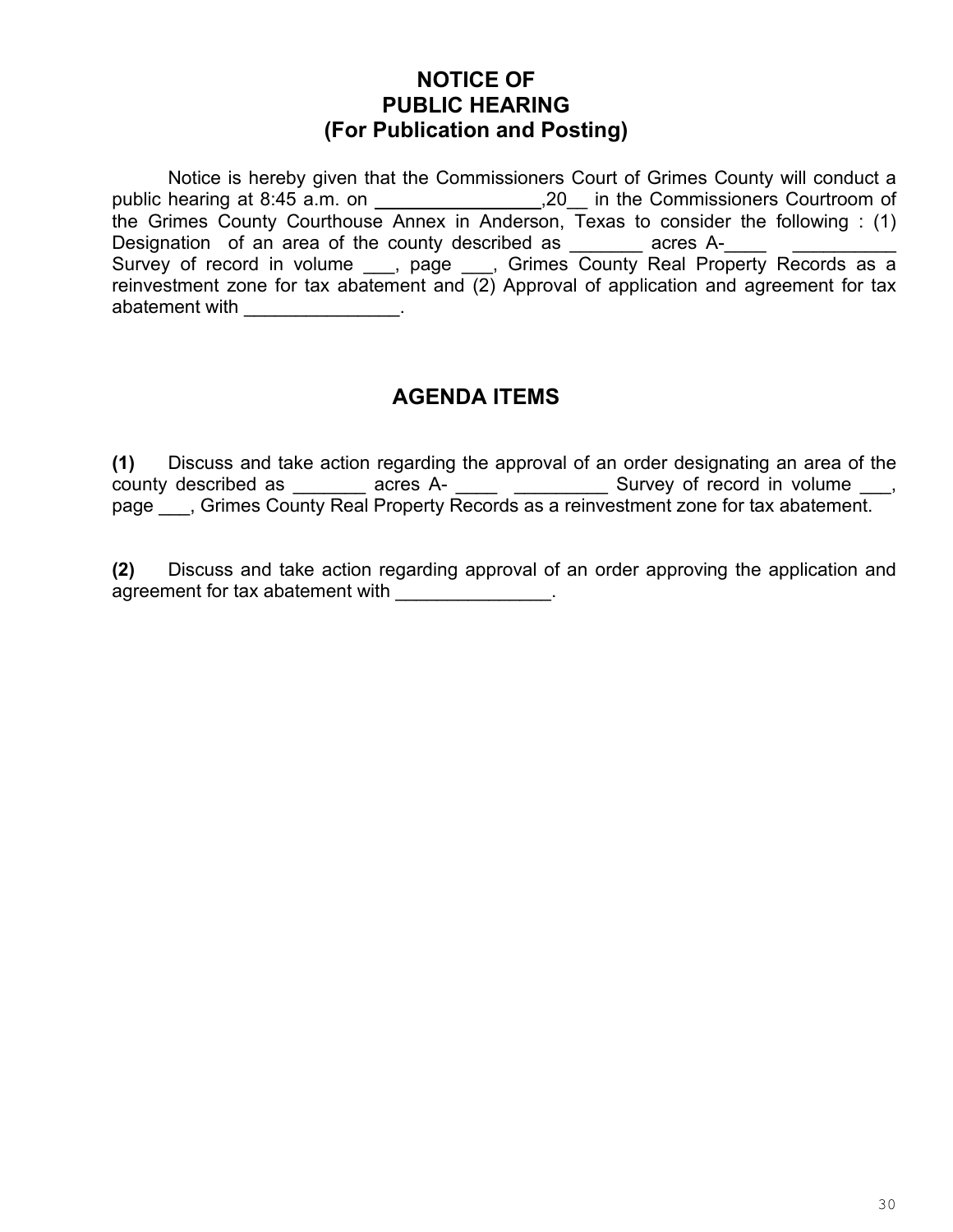# NOTICE OF
# PUBLIC HEARING
# (For Publication and Posting)

Notice is hereby given that the Commissioners Court of Grimes County will conduct a public hearing at 8:45 a.m. on ________________,20__ in the Commissioners Courtroom of the Grimes County Courthouse Annex in Anderson, Texas to consider the following : (1) Designation of an area of the county described as _______ acres A-____ __________ Survey of record in volume ___, page ___, Grimes County Real Property Records as a reinvestment zone for tax abatement and (2) Approval of application and agreement for tax abatement with _______________.

## AGENDA ITEMS

**(1)** Discuss and take action regarding the approval of an order designating an area of the county described as _______ acres A- ____ _________ Survey of record in volume ___, page ___, Grimes County Real Property Records as a reinvestment zone for tax abatement.

**(2)** Discuss and take action regarding approval of an order approving the application and agreement for tax abatement with _______________.